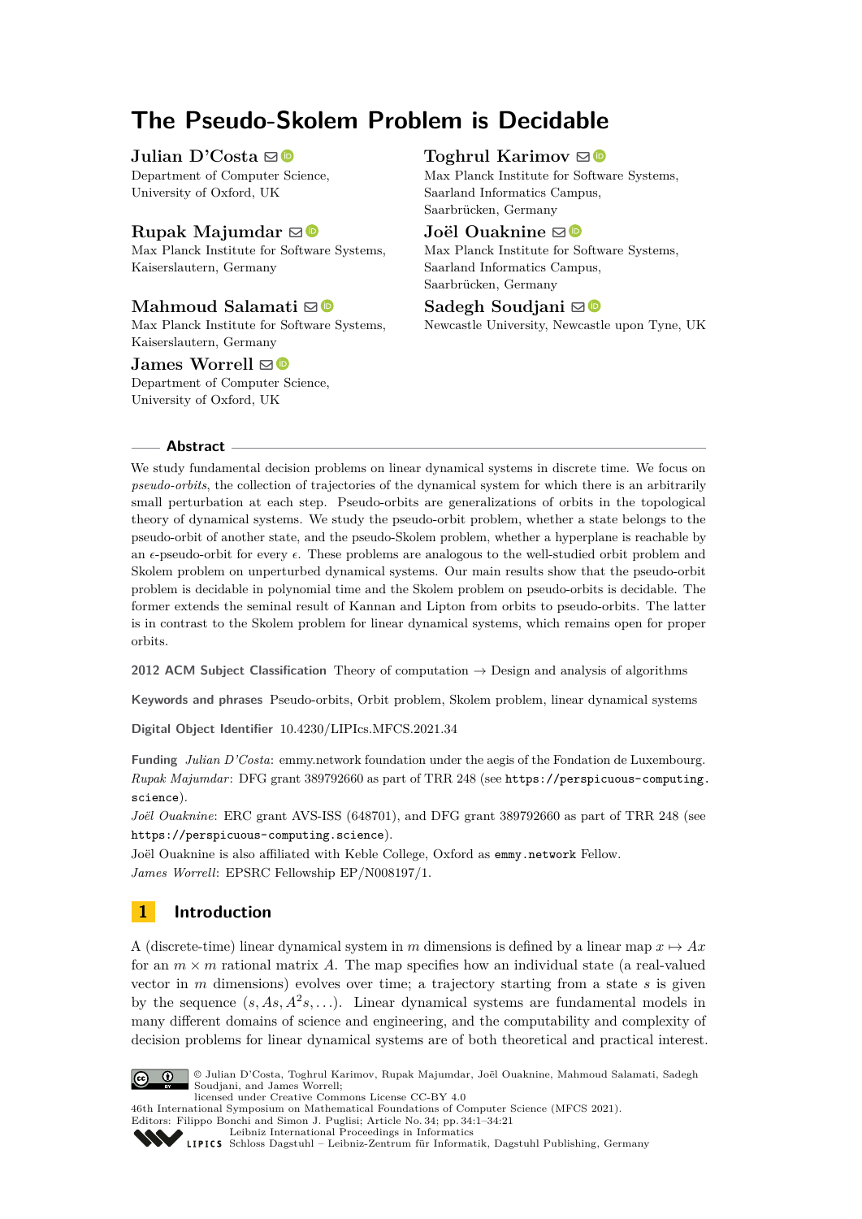# The Pseudo-Skolem Problem is Decidable

**Julian D'Costa**
Department of Computer Science, University of Oxford, UK

**Toghrul Karimov**
Max Planck Institute for Software Systems, Saarland Informatics Campus, Saarbrücken, Germany

**Rupak Majumdar**
Max Planck Institute for Software Systems, Kaiserslautern, Germany

**Joël Ouaknine**
Max Planck Institute for Software Systems, Saarland Informatics Campus, Saarbrücken, Germany

**Mahmoud Salamati**
Max Planck Institute for Software Systems, Kaiserslautern, Germany

**Sadegh Soudjani**
Newcastle University, Newcastle upon Tyne, UK

**James Worrell**
Department of Computer Science, University of Oxford, UK

## Abstract

We study fundamental decision problems on linear dynamical systems in discrete time. We focus on *pseudo-orbits*, the collection of trajectories of the dynamical system for which there is an arbitrarily small perturbation at each step. Pseudo-orbits are generalizations of orbits in the topological theory of dynamical systems. We study the pseudo-orbit problem, whether a state belongs to the pseudo-orbit of another state, and the pseudo-Skolem problem, whether a hyperplane is reachable by an $\epsilon$-pseudo-orbit for every $\epsilon$. These problems are analogous to the well-studied orbit problem and Skolem problem on unperturbed dynamical systems. Our main results show that the pseudo-orbit problem is decidable in polynomial time and the Skolem problem on pseudo-orbits is decidable. The former extends the seminal result of Kannan and Lipton from orbits to pseudo-orbits. The latter is in contrast to the Skolem problem for linear dynamical systems, which remains open for proper orbits.

**2012 ACM Subject Classification** Theory of computation → Design and analysis of algorithms

**Keywords and phrases** Pseudo-orbits, Orbit problem, Skolem problem, linear dynamical systems

**Digital Object Identifier** 10.4230/LIPIcs.MFCS.2021.34

**Funding** *Julian D'Costa*: emmy.network foundation under the aegis of the Fondation de Luxembourg.
*Rupak Majumdar*: DFG grant 389792660 as part of TRR 248 (see `https://perspicuous-computing.science`).
*Joël Ouaknine*: ERC grant AVS-ISS (648701), and DFG grant 389792660 as part of TRR 248 (see `https://perspicuous-computing.science`).
Joël Ouaknine is also affiliated with Keble College, Oxford as `emmy.network` Fellow.
*James Worrell*: EPSRC Fellowship EP/N008197/1.

## 1 Introduction

A (discrete-time) linear dynamical system in $m$ dimensions is defined by a linear map $x \mapsto Ax$ for an $m \times m$ rational matrix $A$. The map specifies how an individual state (a real-valued vector in $m$ dimensions) evolves over time; a trajectory starting from a state $s$ is given by the sequence $(s, As, A^2s, \ldots)$. Linear dynamical systems are fundamental models in many different domains of science and engineering, and the computability and complexity of decision problems for linear dynamical systems are of both theoretical and practical interest.

© Julian D'Costa, Toghrul Karimov, Rupak Majumdar, Joël Ouaknine, Mahmoud Salamati, Sadegh Soudjani, and James Worrell;
licensed under Creative Commons License CC-BY 4.0
46th International Symposium on Mathematical Foundations of Computer Science (MFCS 2021).
Editors: Filippo Bonchi and Simon J. Puglisi; Article No. 34; pp. 34:1–34:21
Leibniz International Proceedings in Informatics
Schloss Dagstuhl – Leibniz-Zentrum für Informatik, Dagstuhl Publishing, Germany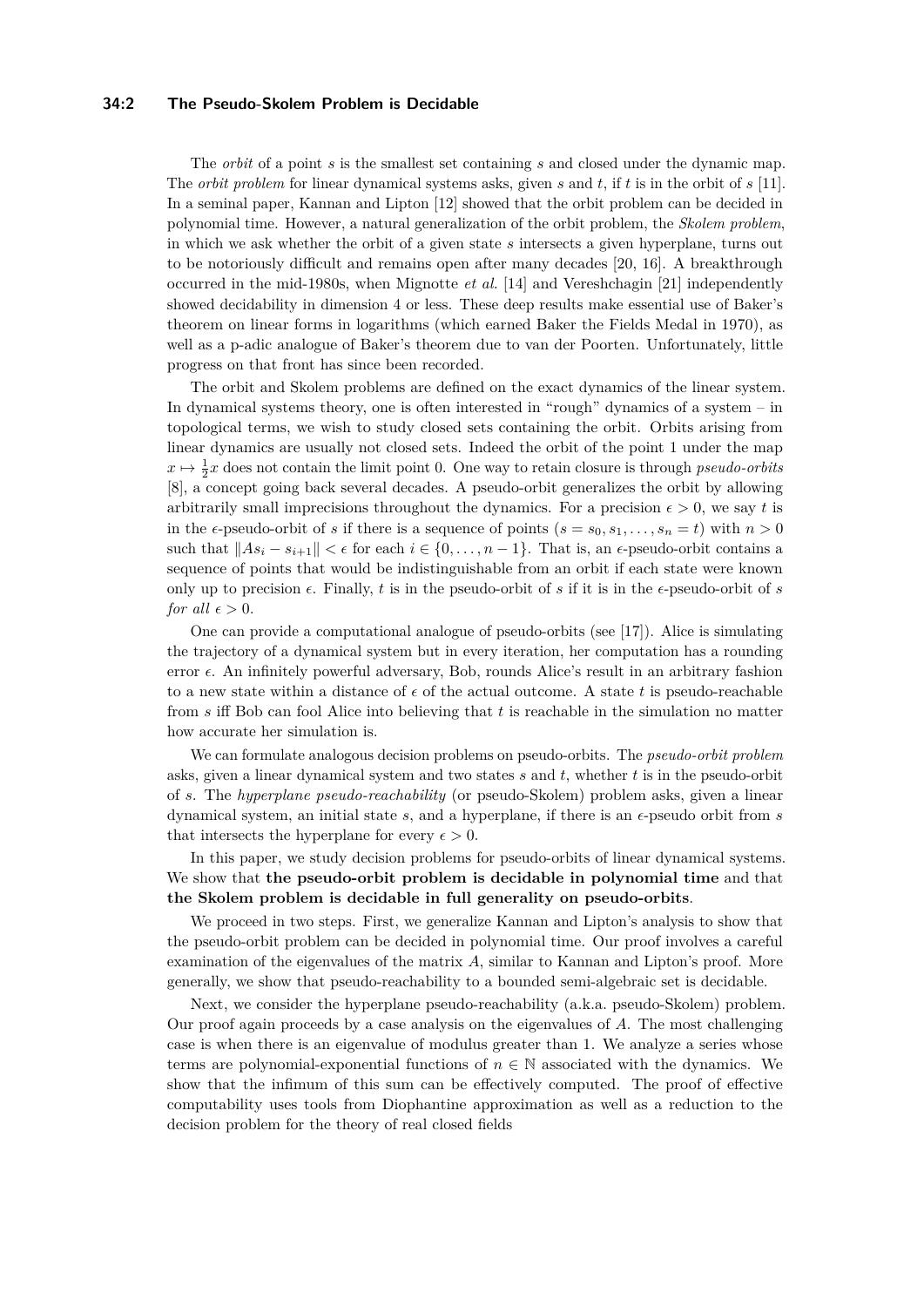The *orbit* of a point $s$ is the smallest set containing $s$ and closed under the dynamic map. The *orbit problem* for linear dynamical systems asks, given $s$ and $t$, if $t$ is in the orbit of $s$ [11]. In a seminal paper, Kannan and Lipton [12] showed that the orbit problem can be decided in polynomial time. However, a natural generalization of the orbit problem, the *Skolem problem*, in which we ask whether the orbit of a given state $s$ intersects a given hyperplane, turns out to be notoriously difficult and remains open after many decades [20, 16]. A breakthrough occurred in the mid-1980s, when Mignotte *et al.* [14] and Vereshchagin [21] independently showed decidability in dimension 4 or less. These deep results make essential use of Baker's theorem on linear forms in logarithms (which earned Baker the Fields Medal in 1970), as well as a p-adic analogue of Baker's theorem due to van der Poorten. Unfortunately, little progress on that front has since been recorded.

The orbit and Skolem problems are defined on the exact dynamics of the linear system. In dynamical systems theory, one is often interested in "rough" dynamics of a system – in topological terms, we wish to study closed sets containing the orbit. Orbits arising from linear dynamics are usually not closed sets. Indeed the orbit of the point 1 under the map $x \mapsto \frac{1}{2}x$ does not contain the limit point 0. One way to retain closure is through *pseudo-orbits* [8], a concept going back several decades. A pseudo-orbit generalizes the orbit by allowing arbitrarily small imprecisions throughout the dynamics. For a precision $\epsilon > 0$, we say $t$ is in the $\epsilon$-pseudo-orbit of $s$ if there is a sequence of points $(s = s_0, s_1, \ldots, s_n = t)$ with $n > 0$ such that $\|As_i - s_{i+1}\| < \epsilon$ for each $i \in \{0, \ldots, n-1\}$. That is, an $\epsilon$-pseudo-orbit contains a sequence of points that would be indistinguishable from an orbit if each state were known only up to precision $\epsilon$. Finally, $t$ is in the pseudo-orbit of $s$ if it is in the $\epsilon$-pseudo-orbit of $s$ *for all* $\epsilon > 0$.

One can provide a computational analogue of pseudo-orbits (see [17]). Alice is simulating the trajectory of a dynamical system but in every iteration, her computation has a rounding error $\epsilon$. An infinitely powerful adversary, Bob, rounds Alice's result in an arbitrary fashion to a new state within a distance of $\epsilon$ of the actual outcome. A state $t$ is pseudo-reachable from $s$ iff Bob can fool Alice into believing that $t$ is reachable in the simulation no matter how accurate her simulation is.

We can formulate analogous decision problems on pseudo-orbits. The *pseudo-orbit problem* asks, given a linear dynamical system and two states $s$ and $t$, whether $t$ is in the pseudo-orbit of $s$. The *hyperplane pseudo-reachability* (or pseudo-Skolem) problem asks, given a linear dynamical system, an initial state $s$, and a hyperplane, if there is an $\epsilon$-pseudo orbit from $s$ that intersects the hyperplane for every $\epsilon > 0$.

In this paper, we study decision problems for pseudo-orbits of linear dynamical systems. We show that **the pseudo-orbit problem is decidable in polynomial time** and that **the Skolem problem is decidable in full generality on pseudo-orbits**.

We proceed in two steps. First, we generalize Kannan and Lipton's analysis to show that the pseudo-orbit problem can be decided in polynomial time. Our proof involves a careful examination of the eigenvalues of the matrix $A$, similar to Kannan and Lipton's proof. More generally, we show that pseudo-reachability to a bounded semi-algebraic set is decidable.

Next, we consider the hyperplane pseudo-reachability (a.k.a. pseudo-Skolem) problem. Our proof again proceeds by a case analysis on the eigenvalues of $A$. The most challenging case is when there is an eigenvalue of modulus greater than 1. We analyze a series whose terms are polynomial-exponential functions of $n \in \mathbb{N}$ associated with the dynamics. We show that the infimum of this sum can be effectively computed. The proof of effective computability uses tools from Diophantine approximation as well as a reduction to the decision problem for the theory of real closed fields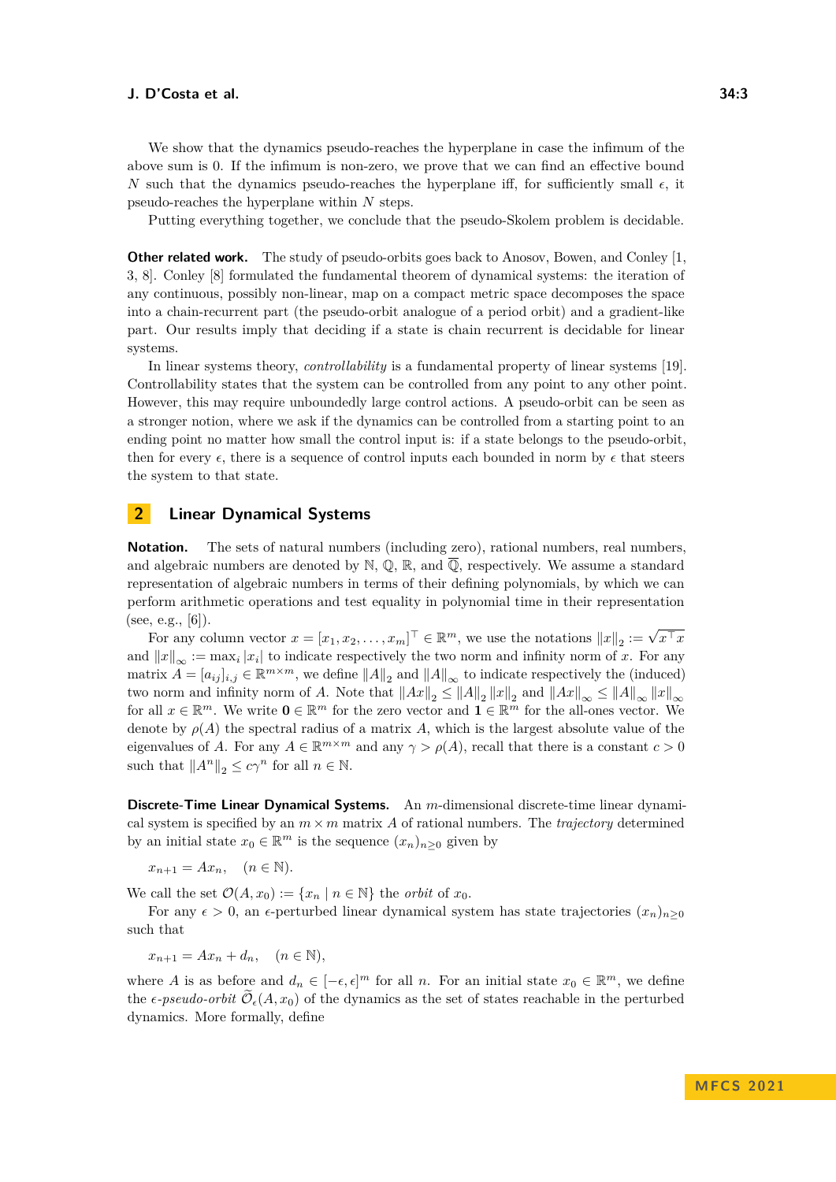We show that the dynamics pseudo-reaches the hyperplane in case the infimum of the above sum is 0. If the infimum is non-zero, we prove that we can find an effective bound $N$ such that the dynamics pseudo-reaches the hyperplane iff, for sufficiently small $\epsilon$, it pseudo-reaches the hyperplane within $N$ steps.

Putting everything together, we conclude that the pseudo-Skolem problem is decidable.

**Other related work.** The study of pseudo-orbits goes back to Anosov, Bowen, and Conley [1, 3, 8]. Conley [8] formulated the fundamental theorem of dynamical systems: the iteration of any continuous, possibly non-linear, map on a compact metric space decomposes the space into a chain-recurrent part (the pseudo-orbit analogue of a period orbit) and a gradient-like part. Our results imply that deciding if a state is chain recurrent is decidable for linear systems.

In linear systems theory, *controllability* is a fundamental property of linear systems [19]. Controllability states that the system can be controlled from any point to any other point. However, this may require unboundedly large control actions. A pseudo-orbit can be seen as a stronger notion, where we ask if the dynamics can be controlled from a starting point to an ending point no matter how small the control input is: if a state belongs to the pseudo-orbit, then for every $\epsilon$, there is a sequence of control inputs each bounded in norm by $\epsilon$ that steers the system to that state.

## 2 Linear Dynamical Systems

**Notation.** The sets of natural numbers (including zero), rational numbers, real numbers, and algebraic numbers are denoted by $\mathbb{N}$, $\mathbb{Q}$, $\mathbb{R}$, and $\overline{\mathbb{Q}}$, respectively. We assume a standard representation of algebraic numbers in terms of their defining polynomials, by which we can perform arithmetic operations and test equality in polynomial time in their representation (see, e.g., [6]).

For any column vector $x = [x_1, x_2, \ldots, x_m]^\top \in \mathbb{R}^m$, we use the notations $\|x\|_2 := \sqrt{x^\top x}$ and $\|x\|_\infty := \max_i |x_i|$ to indicate respectively the two norm and infinity norm of $x$. For any matrix $A = [a_{ij}]_{i,j} \in \mathbb{R}^{m \times m}$, we define $\|A\|_2$ and $\|A\|_\infty$ to indicate respectively the (induced) two norm and infinity norm of $A$. Note that $\|Ax\|_2 \leq \|A\|_2 \|x\|_2$ and $\|Ax\|_\infty \leq \|A\|_\infty \|x\|_\infty$ for all $x \in \mathbb{R}^m$. We write $\mathbf{0} \in \mathbb{R}^m$ for the zero vector and $\mathbf{1} \in \mathbb{R}^m$ for the all-ones vector. We denote by $\rho(A)$ the spectral radius of a matrix $A$, which is the largest absolute value of the eigenvalues of $A$. For any $A \in \mathbb{R}^{m \times m}$ and any $\gamma > \rho(A)$, recall that there is a constant $c > 0$ such that $\|A^n\|_2 \leq c\gamma^n$ for all $n \in \mathbb{N}$.

**Discrete-Time Linear Dynamical Systems.** An $m$-dimensional discrete-time linear dynamical system is specified by an $m \times m$ matrix $A$ of rational numbers. The *trajectory* determined by an initial state $x_0 \in \mathbb{R}^m$ is the sequence $(x_n)_{n \geq 0}$ given by

$$x_{n+1} = Ax_n, \quad (n \in \mathbb{N}).$$

We call the set $\mathcal{O}(A, x_0) := \{x_n \mid n \in \mathbb{N}\}$ the *orbit* of $x_0$.

For any $\epsilon > 0$, an $\epsilon$-perturbed linear dynamical system has state trajectories $(x_n)_{n \geq 0}$ such that

$$x_{n+1} = Ax_n + d_n, \quad (n \in \mathbb{N}),$$

where $A$ is as before and $d_n \in [-\epsilon, \epsilon]^m$ for all $n$. For an initial state $x_0 \in \mathbb{R}^m$, we define the *$\epsilon$-pseudo-orbit* $\widetilde{\mathcal{O}}_\epsilon(A, x_0)$ of the dynamics as the set of states reachable in the perturbed dynamics. More formally, define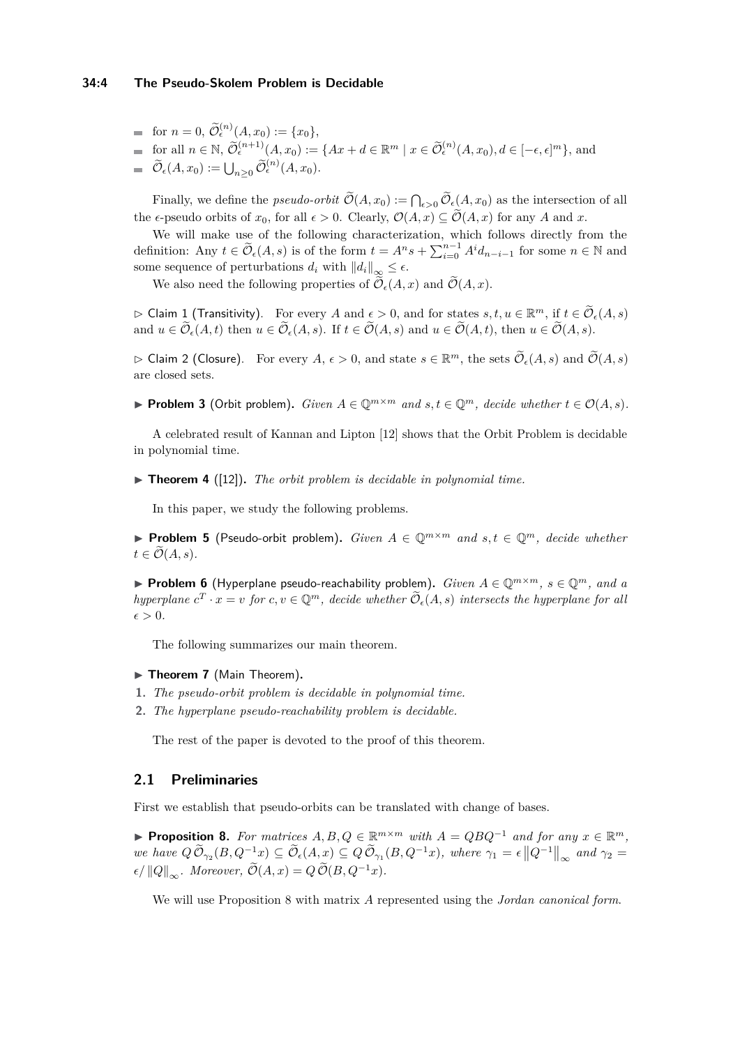- for $n = 0$, $\widetilde{\mathcal{O}}_\epsilon^{(n)}(A, x_0) := \{x_0\}$,
- for all $n \in \mathbb{N}$, $\widetilde{\mathcal{O}}_\epsilon^{(n+1)}(A, x_0) := \{Ax + d \in \mathbb{R}^m \mid x \in \widetilde{\mathcal{O}}_\epsilon^{(n)}(A, x_0), d \in [-\epsilon, \epsilon]^m\}$, and
- $\widetilde{\mathcal{O}}_\epsilon(A, x_0) := \bigcup_{n \geq 0} \widetilde{\mathcal{O}}_\epsilon^{(n)}(A, x_0)$.

Finally, we define the *pseudo-orbit* $\widetilde{\mathcal{O}}(A, x_0) := \bigcap_{\epsilon > 0} \widetilde{\mathcal{O}}_\epsilon(A, x_0)$ as the intersection of all the $\epsilon$-pseudo orbits of $x_0$, for all $\epsilon > 0$. Clearly, $\mathcal{O}(A, x) \subseteq \widetilde{\mathcal{O}}(A, x)$ for any $A$ and $x$.

We will make use of the following characterization, which follows directly from the definition: Any $t \in \widetilde{\mathcal{O}}_\epsilon(A, s)$ is of the form $t = A^n s + \sum_{i=0}^{n-1} A^i d_{n-i-1}$ for some $n \in \mathbb{N}$ and some sequence of perturbations $d_i$ with $\|d_i\|_\infty \leq \epsilon$.

We also need the following properties of $\widetilde{\mathcal{O}}_\epsilon(A, x)$ and $\widetilde{\mathcal{O}}(A, x)$.

▷ Claim 1 (Transitivity). For every $A$ and $\epsilon > 0$, and for states $s, t, u \in \mathbb{R}^m$, if $t \in \widetilde{\mathcal{O}}_\epsilon(A, s)$ and $u \in \widetilde{\mathcal{O}}_\epsilon(A, t)$ then $u \in \widetilde{\mathcal{O}}_\epsilon(A, s)$. If $t \in \widetilde{\mathcal{O}}(A, s)$ and $u \in \widetilde{\mathcal{O}}(A, t)$, then $u \in \widetilde{\mathcal{O}}(A, s)$.

▷ Claim 2 (Closure). For every $A$, $\epsilon > 0$, and state $s \in \mathbb{R}^m$, the sets $\widetilde{\mathcal{O}}_\epsilon(A, s)$ and $\widetilde{\mathcal{O}}(A, s)$ are closed sets.

▶ **Problem 3** (Orbit problem). *Given $A \in \mathbb{Q}^{m \times m}$ and $s, t \in \mathbb{Q}^m$, decide whether $t \in \mathcal{O}(A, s)$.*

A celebrated result of Kannan and Lipton [12] shows that the Orbit Problem is decidable in polynomial time.

▶ **Theorem 4** ([12]). *The orbit problem is decidable in polynomial time.*

In this paper, we study the following problems.

▶ **Problem 5** (Pseudo-orbit problem). *Given $A \in \mathbb{Q}^{m \times m}$ and $s, t \in \mathbb{Q}^m$, decide whether $t \in \widetilde{\mathcal{O}}(A, s)$.*

▶ **Problem 6** (Hyperplane pseudo-reachability problem). *Given $A \in \mathbb{Q}^{m \times m}$, $s \in \mathbb{Q}^m$, and a hyperplane $c^T \cdot x = v$ for $c, v \in \mathbb{Q}^m$, decide whether $\widetilde{\mathcal{O}}_\epsilon(A, s)$ intersects the hyperplane for all $\epsilon > 0$.*

The following summarizes our main theorem.

▶ **Theorem 7** (Main Theorem).

1. *The pseudo-orbit problem is decidable in polynomial time.*
2. *The hyperplane pseudo-reachability problem is decidable.*

The rest of the paper is devoted to the proof of this theorem.

## 2.1 Preliminaries

First we establish that pseudo-orbits can be translated with change of bases.

▶ **Proposition 8.** *For matrices $A, B, Q \in \mathbb{R}^{m \times m}$ with $A = QBQ^{-1}$ and for any $x \in \mathbb{R}^m$, we have $Q\,\widetilde{\mathcal{O}}_{\gamma_2}(B, Q^{-1}x) \subseteq \widetilde{\mathcal{O}}_\epsilon(A, x) \subseteq Q\,\widetilde{\mathcal{O}}_{\gamma_1}(B, Q^{-1}x)$, where $\gamma_1 = \epsilon \left\|Q^{-1}\right\|_\infty$ and $\gamma_2 = \epsilon / \|Q\|_\infty$. Moreover, $\widetilde{\mathcal{O}}(A, x) = Q\,\widetilde{\mathcal{O}}(B, Q^{-1}x)$.*

We will use Proposition 8 with matrix $A$ represented using the *Jordan canonical form*.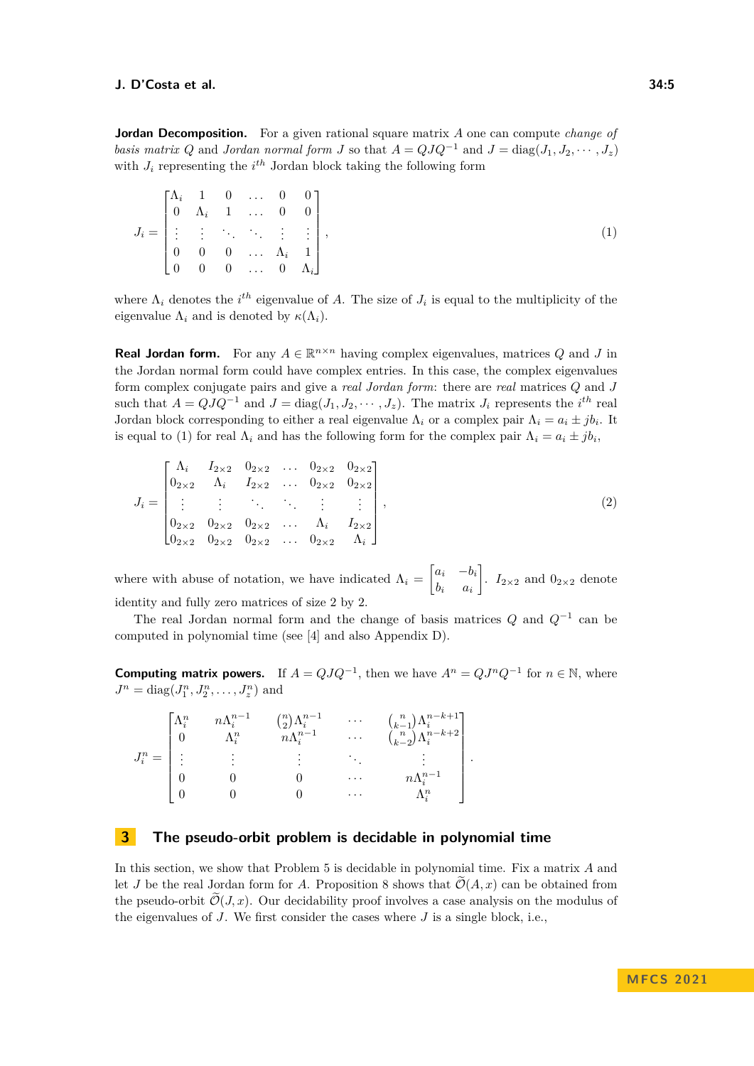**Jordan Decomposition.** For a given rational square matrix $A$ one can compute *change of basis matrix* $Q$ and *Jordan normal form* $J$ so that $A = QJQ^{-1}$ and $J = \text{diag}(J_1, J_2, \cdots, J_z)$ with $J_i$ representing the $i^{th}$ Jordan block taking the following form

$$J_i = \begin{bmatrix} \Lambda_i & 1 & 0 & \dots & 0 & 0 \\ 0 & \Lambda_i & 1 & \dots & 0 & 0 \\ \vdots & \vdots & \ddots & \ddots & \vdots & \vdots \\ 0 & 0 & 0 & \dots & \Lambda_i & 1 \\ 0 & 0 & 0 & \dots & 0 & \Lambda_i \end{bmatrix}, \tag{1}$$

where $\Lambda_i$ denotes the $i^{th}$ eigenvalue of $A$. The size of $J_i$ is equal to the multiplicity of the eigenvalue $\Lambda_i$ and is denoted by $\kappa(\Lambda_i)$.

**Real Jordan form.** For any $A \in \mathbb{R}^{n\times n}$ having complex eigenvalues, matrices $Q$ and $J$ in the Jordan normal form could have complex entries. In this case, the complex eigenvalues form complex conjugate pairs and give a *real Jordan form*: there are *real* matrices $Q$ and $J$ such that $A = QJQ^{-1}$ and $J = \text{diag}(J_1, J_2, \cdots, J_z)$. The matrix $J_i$ represents the $i^{th}$ real Jordan block corresponding to either a real eigenvalue $\Lambda_i$ or a complex pair $\Lambda_i = a_i \pm jb_i$. It is equal to (1) for real $\Lambda_i$ and has the following form for the complex pair $\Lambda_i = a_i \pm jb_i$,

$$J_i = \begin{bmatrix} \Lambda_i & I_{2\times 2} & 0_{2\times 2} & \dots & 0_{2\times 2} & 0_{2\times 2} \\ 0_{2\times 2} & \Lambda_i & I_{2\times 2} & \dots & 0_{2\times 2} & 0_{2\times 2} \\ \vdots & \vdots & \ddots & \ddots & \vdots & \vdots \\ 0_{2\times 2} & 0_{2\times 2} & 0_{2\times 2} & \dots & \Lambda_i & I_{2\times 2} \\ 0_{2\times 2} & 0_{2\times 2} & 0_{2\times 2} & \dots & 0_{2\times 2} & \Lambda_i \end{bmatrix}, \tag{2}$$

where with abuse of notation, we have indicated $\Lambda_i = \begin{bmatrix} a_i & -b_i \\ b_i & a_i \end{bmatrix}$. $I_{2\times 2}$ and $0_{2\times 2}$ denote identity and fully zero matrices of size 2 by 2.

The real Jordan normal form and the change of basis matrices $Q$ and $Q^{-1}$ can be computed in polynomial time (see [4] and also Appendix D).

**Computing matrix powers.** If $A = QJQ^{-1}$, then we have $A^n = QJ^nQ^{-1}$ for $n \in \mathbb{N}$, where $J^n = \text{diag}(J_1^n, J_2^n, \dots, J_z^n)$ and

$$J_i^n = \begin{bmatrix} \Lambda_i^n & n\Lambda_i^{n-1} & \binom{n}{2}\Lambda_i^{n-1} & \cdots & \binom{n}{k-1}\Lambda_i^{n-k+1} \\ 0 & \Lambda_i^n & n\Lambda_i^{n-1} & \cdots & \binom{n}{k-2}\Lambda_i^{n-k+2} \\ \vdots & \vdots & \vdots & \ddots & \vdots \\ 0 & 0 & 0 & \cdots & n\Lambda_i^{n-1} \\ 0 & 0 & 0 & \cdots & \Lambda_i^n \end{bmatrix}.$$

## 3 The pseudo-orbit problem is decidable in polynomial time

In this section, we show that Problem 5 is decidable in polynomial time. Fix a matrix $A$ and let $J$ be the real Jordan form for $A$. Proposition 8 shows that $\widetilde{\mathcal{O}}(A, x)$ can be obtained from the pseudo-orbit $\widetilde{\mathcal{O}}(J, x)$. Our decidability proof involves a case analysis on the modulus of the eigenvalues of $J$. We first consider the cases where $J$ is a single block, i.e.,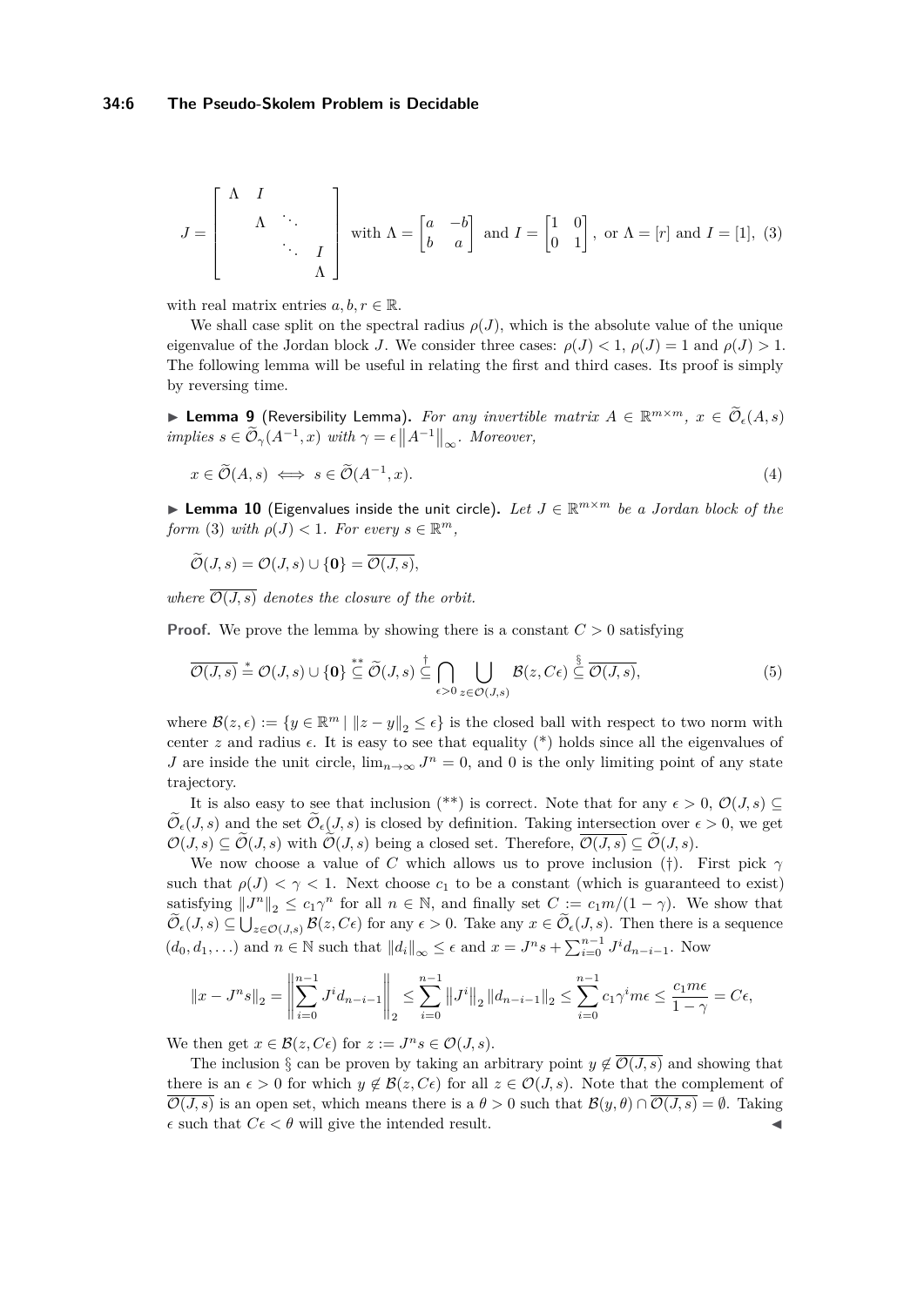$$J = \begin{bmatrix} \Lambda & I & & \\ & \Lambda & \ddots & \\ & & \ddots & I \\ & & & \Lambda \end{bmatrix} \text{ with } \Lambda = \begin{bmatrix} a & -b \\ b & a \end{bmatrix} \text{ and } I = \begin{bmatrix} 1 & 0 \\ 0 & 1 \end{bmatrix}, \text{ or } \Lambda = [r] \text{ and } I = [1], \quad (3)$$

with real matrix entries $a, b, r \in \mathbb{R}$.

We shall case split on the spectral radius $\rho(J)$, which is the absolute value of the unique eigenvalue of the Jordan block $J$. We consider three cases: $\rho(J) < 1$, $\rho(J) = 1$ and $\rho(J) > 1$. The following lemma will be useful in relating the first and third cases. Its proof is simply by reversing time.

▶ **Lemma 9** (Reversibility Lemma). *For any invertible matrix $A \in \mathbb{R}^{m \times m}$, $x \in \widetilde{\mathcal{O}}_\epsilon(A, s)$ implies $s \in \widetilde{\mathcal{O}}_\gamma(A^{-1}, x)$ with $\gamma = \epsilon \left\| A^{-1} \right\|_\infty$. Moreover,*

$$x \in \widetilde{\mathcal{O}}(A, s) \iff s \in \widetilde{\mathcal{O}}(A^{-1}, x). \quad (4)$$

▶ **Lemma 10** (Eigenvalues inside the unit circle). *Let $J \in \mathbb{R}^{m \times m}$ be a Jordan block of the form* (3) *with $\rho(J) < 1$. For every $s \in \mathbb{R}^m$,*

$$\widetilde{\mathcal{O}}(J, s) = \mathcal{O}(J, s) \cup \{\mathbf{0}\} = \overline{\mathcal{O}(J, s)},$$

*where $\overline{\mathcal{O}(J, s)}$ denotes the closure of the orbit.*

**Proof.** We prove the lemma by showing there is a constant $C > 0$ satisfying

$$\overline{\mathcal{O}(J, s)} \overset{*}{=} \mathcal{O}(J, s) \cup \{\mathbf{0}\} \overset{**}{\subseteq} \widetilde{\mathcal{O}}(J, s) \overset{\dagger}{\subseteq} \bigcap_{\epsilon > 0} \bigcup_{z \in \mathcal{O}(J,s)} \mathcal{B}(z, C\epsilon) \overset{\S}{\subseteq} \overline{\mathcal{O}(J, s)}, \quad (5)$$

where $\mathcal{B}(z, \epsilon) := \{y \in \mathbb{R}^m \mid \|z - y\|_2 \le \epsilon\}$ is the closed ball with respect to two norm with center $z$ and radius $\epsilon$. It is easy to see that equality (\*) holds since all the eigenvalues of $J$ are inside the unit circle, $\lim_{n \to \infty} J^n = 0$, and 0 is the only limiting point of any state trajectory.

It is also easy to see that inclusion (\*\*) is correct. Note that for any $\epsilon > 0$, $\mathcal{O}(J, s) \subseteq \widetilde{\mathcal{O}}_\epsilon(J, s)$ and the set $\widetilde{\mathcal{O}}_\epsilon(J, s)$ is closed by definition. Taking intersection over $\epsilon > 0$, we get $\mathcal{O}(J, s) \subseteq \widetilde{\mathcal{O}}(J, s)$ with $\widetilde{\mathcal{O}}(J, s)$ being a closed set. Therefore, $\overline{\mathcal{O}(J, s)} \subseteq \widetilde{\mathcal{O}}(J, s)$.

We now choose a value of $C$ which allows us to prove inclusion (†). First pick $\gamma$ such that $\rho(J) < \gamma < 1$. Next choose $c_1$ to be a constant (which is guaranteed to exist) satisfying $\|J^n\|_2 \le c_1 \gamma^n$ for all $n \in \mathbb{N}$, and finally set $C := c_1 m / (1 - \gamma)$. We show that $\widetilde{\mathcal{O}}_\epsilon(J, s) \subseteq \bigcup_{z \in \mathcal{O}(J,s)} \mathcal{B}(z, C\epsilon)$ for any $\epsilon > 0$. Take any $x \in \widetilde{\mathcal{O}}_\epsilon(J, s)$. Then there is a sequence $(d_0, d_1, \ldots)$ and $n \in \mathbb{N}$ such that $\|d_i\|_\infty \le \epsilon$ and $x = J^n s + \sum_{i=0}^{n-1} J^i d_{n-i-1}$. Now

$$\|x - J^n s\|_2 = \left\| \sum_{i=0}^{n-1} J^i d_{n-i-1} \right\|_2 \le \sum_{i=0}^{n-1} \left\| J^i \right\|_2 \|d_{n-i-1}\|_2 \le \sum_{i=0}^{n-1} c_1 \gamma^i m \epsilon \le \frac{c_1 m \epsilon}{1 - \gamma} = C\epsilon,$$

We then get $x \in \mathcal{B}(z, C\epsilon)$ for $z := J^n s \in \mathcal{O}(J, s)$.

The inclusion § can be proven by taking an arbitrary point $y \notin \overline{\mathcal{O}(J, s)}$ and showing that there is an $\epsilon > 0$ for which $y \notin \mathcal{B}(z, C\epsilon)$ for all $z \in \mathcal{O}(J, s)$. Note that the complement of $\overline{\mathcal{O}(J, s)}$ is an open set, which means there is a $\theta > 0$ such that $\mathcal{B}(y, \theta) \cap \overline{\mathcal{O}(J, s)} = \emptyset$. Taking $\epsilon$ such that $C\epsilon < \theta$ will give the intended result. ◀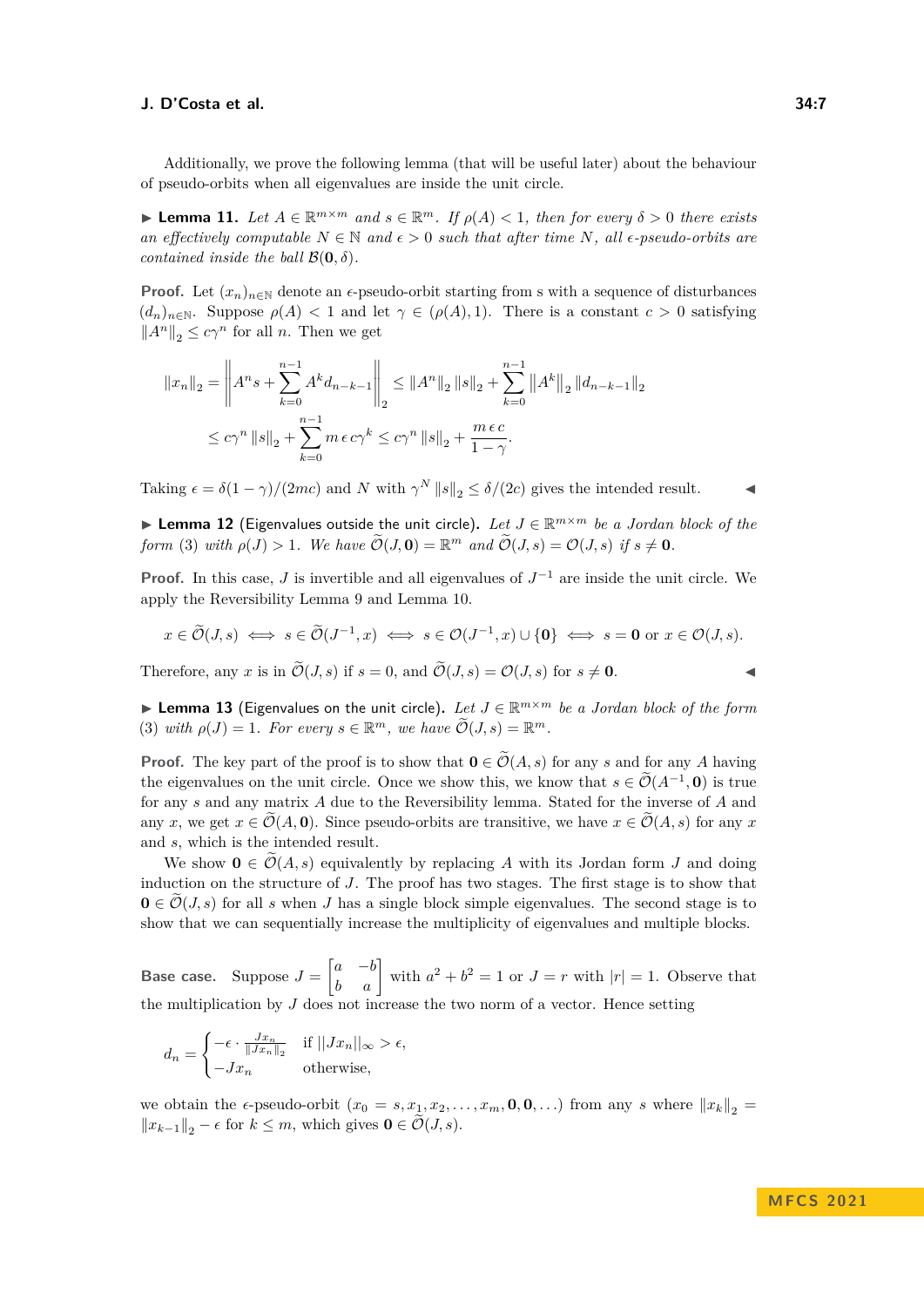Additionally, we prove the following lemma (that will be useful later) about the behaviour of pseudo-orbits when all eigenvalues are inside the unit circle.

▶ **Lemma 11.** *Let $A \in \mathbb{R}^{m\times m}$ and $s \in \mathbb{R}^m$. If $\rho(A) < 1$, then for every $\delta > 0$ there exists an effectively computable $N \in \mathbb{N}$ and $\epsilon > 0$ such that after time $N$, all $\epsilon$-pseudo-orbits are contained inside the ball $\mathcal{B}(\mathbf{0}, \delta)$.*

**Proof.** Let $(x_n)_{n\in\mathbb{N}}$ denote an $\epsilon$-pseudo-orbit starting from s with a sequence of disturbances $(d_n)_{n\in\mathbb{N}}$. Suppose $\rho(A) < 1$ and let $\gamma \in (\rho(A), 1)$. There is a constant $c > 0$ satisfying $\|A^n\|_2 \le c\gamma^n$ for all $n$. Then we get

$$\|x_n\|_2 = \left\| A^n s + \sum_{k=0}^{n-1} A^k d_{n-k-1} \right\|_2 \le \|A^n\|_2 \|s\|_2 + \sum_{k=0}^{n-1} \left\|A^k\right\|_2 \|d_{n-k-1}\|_2$$

$$\le c\gamma^n \|s\|_2 + \sum_{k=0}^{n-1} m\,\epsilon\, c\gamma^k \le c\gamma^n \|s\|_2 + \frac{m\,\epsilon\, c}{1-\gamma}.$$

Taking $\epsilon = \delta(1-\gamma)/(2mc)$ and $N$ with $\gamma^N \|s\|_2 \le \delta/(2c)$ gives the intended result. ◀

▶ **Lemma 12** (Eigenvalues outside the unit circle)**.** *Let $J \in \mathbb{R}^{m\times m}$ be a Jordan block of the form (3) with $\rho(J) > 1$. We have $\widetilde{\mathcal{O}}(J, \mathbf{0}) = \mathbb{R}^m$ and $\widetilde{\mathcal{O}}(J, s) = \mathcal{O}(J, s)$ if $s \neq \mathbf{0}$.*

**Proof.** In this case, $J$ is invertible and all eigenvalues of $J^{-1}$ are inside the unit circle. We apply the Reversibility Lemma 9 and Lemma 10.

$$x \in \widetilde{\mathcal{O}}(J, s) \iff s \in \widetilde{\mathcal{O}}(J^{-1}, x) \iff s \in \mathcal{O}(J^{-1}, x) \cup \{\mathbf{0}\} \iff s = \mathbf{0} \text{ or } x \in \mathcal{O}(J, s).$$

Therefore, any $x$ is in $\widetilde{\mathcal{O}}(J, s)$ if $s = 0$, and $\widetilde{\mathcal{O}}(J, s) = \mathcal{O}(J, s)$ for $s \neq \mathbf{0}$. ◀

▶ **Lemma 13** (Eigenvalues on the unit circle)**.** *Let $J \in \mathbb{R}^{m\times m}$ be a Jordan block of the form (3) with $\rho(J) = 1$. For every $s \in \mathbb{R}^m$, we have $\widetilde{\mathcal{O}}(J, s) = \mathbb{R}^m$.*

**Proof.** The key part of the proof is to show that $\mathbf{0} \in \widetilde{\mathcal{O}}(A, s)$ for any $s$ and for any $A$ having the eigenvalues on the unit circle. Once we show this, we know that $s \in \widetilde{\mathcal{O}}(A^{-1}, \mathbf{0})$ is true for any $s$ and any matrix $A$ due to the Reversibility lemma. Stated for the inverse of $A$ and any $x$, we get $x \in \widetilde{\mathcal{O}}(A, \mathbf{0})$. Since pseudo-orbits are transitive, we have $x \in \widetilde{\mathcal{O}}(A, s)$ for any $x$ and $s$, which is the intended result.

We show $\mathbf{0} \in \widetilde{\mathcal{O}}(A, s)$ equivalently by replacing $A$ with its Jordan form $J$ and doing induction on the structure of $J$. The proof has two stages. The first stage is to show that $\mathbf{0} \in \widetilde{\mathcal{O}}(J, s)$ for all $s$ when $J$ has a single block simple eigenvalues. The second stage is to show that we can sequentially increase the multiplicity of eigenvalues and multiple blocks.

**Base case.** Suppose $J = \begin{bmatrix} a & -b \\ b & a \end{bmatrix}$ with $a^2 + b^2 = 1$ or $J = r$ with $|r| = 1$. Observe that the multiplication by $J$ does not increase the two norm of a vector. Hence setting

$$d_n = \begin{cases} -\epsilon \cdot \frac{Jx_n}{\|Jx_n\|_2} & \text{if } ||Jx_n||_\infty > \epsilon, \\ -Jx_n & \text{otherwise,} \end{cases}$$

we obtain the $\epsilon$-pseudo-orbit $(x_0 = s, x_1, x_2, \ldots, x_m, \mathbf{0}, \mathbf{0}, \ldots)$ from any $s$ where $\|x_k\|_2 = \|x_{k-1}\|_2 - \epsilon$ for $k \le m$, which gives $\mathbf{0} \in \widetilde{\mathcal{O}}(J, s)$.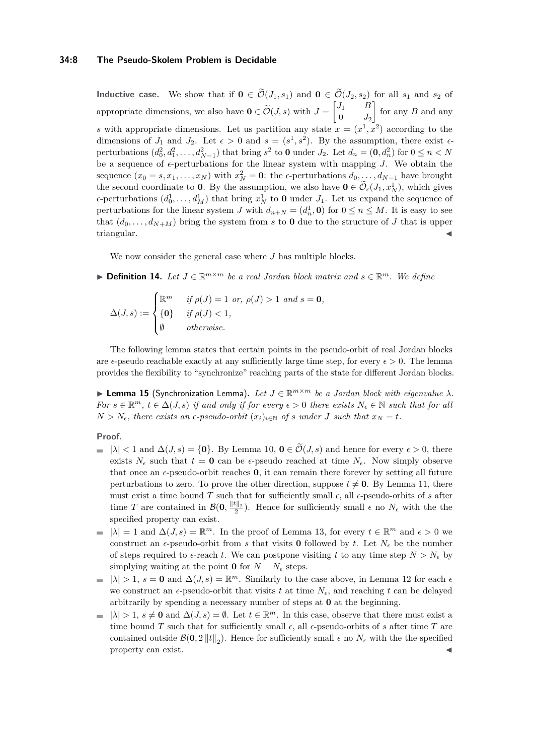**Inductive case.** We show that if $\mathbf{0} \in \widetilde{\mathcal{O}}(J_1, s_1)$ and $\mathbf{0} \in \widetilde{\mathcal{O}}(J_2, s_2)$ for all $s_1$ and $s_2$ of appropriate dimensions, we also have $\mathbf{0} \in \widetilde{\mathcal{O}}(J, s)$ with $J = \begin{bmatrix} J_1 & B \\ 0 & J_2 \end{bmatrix}$ for any $B$ and any $s$ with appropriate dimensions. Let us partition any state $x = (x^1, x^2)$ according to the dimensions of $J_1$ and $J_2$. Let $\epsilon > 0$ and $s = (s^1, s^2)$. By the assumption, there exist $\epsilon$-perturbations $(d_0^2, d_1^2, \ldots, d_{N-1}^2)$ that bring $s^2$ to $\mathbf{0}$ under $J_2$. Let $d_n = (\mathbf{0}, d_n^2)$ for $0 \le n < N$ be a sequence of $\epsilon$-perturbations for the linear system with mapping $J$. We obtain the sequence $(x_0 = s, x_1, \ldots, x_N)$ with $x_N^2 = \mathbf{0}$: the $\epsilon$-perturbations $d_0, \ldots, d_{N-1}$ have brought the second coordinate to $\mathbf{0}$. By the assumption, we also have $\mathbf{0} \in \widetilde{\mathcal{O}}_\epsilon(J_1, x_N^1)$, which gives $\epsilon$-perturbations $(d_0^1, \ldots, d_M^1)$ that bring $x_N^1$ to $\mathbf{0}$ under $J_1$. Let us expand the sequence of perturbations for the linear system $J$ with $d_{n+N} = (d_n^1, \mathbf{0})$ for $0 \le n \le M$. It is easy to see that $(d_0, \ldots, d_{N+M})$ bring the system from $s$ to $\mathbf{0}$ due to the structure of $J$ that is upper triangular. ◀

We now consider the general case where $J$ has multiple blocks.

▶ **Definition 14.** *Let $J \in \mathbb{R}^{m \times m}$ be a real Jordan block matrix and $s \in \mathbb{R}^m$. We define*

$$\Delta(J, s) := \begin{cases} \mathbb{R}^m & \text{if } \rho(J) = 1 \text{ or, } \rho(J) > 1 \text{ and } s = \mathbf{0}, \\ \{\mathbf{0}\} & \text{if } \rho(J) < 1, \\ \emptyset & \text{otherwise.} \end{cases}$$

The following lemma states that certain points in the pseudo-orbit of real Jordan blocks are $\epsilon$-pseudo reachable exactly at any sufficiently large time step, for every $\epsilon > 0$. The lemma provides the flexibility to "synchronize" reaching parts of the state for different Jordan blocks.

▶ **Lemma 15** (Synchronization Lemma)**.** *Let $J \in \mathbb{R}^{m \times m}$ be a Jordan block with eigenvalue $\lambda$. For $s \in \mathbb{R}^m$, $t \in \Delta(J, s)$ if and only if for every $\epsilon > 0$ there exists $N_\epsilon \in \mathbb{N}$ such that for all $N > N_\epsilon$, there exists an $\epsilon$-pseudo-orbit $(x_i)_{i \in \mathbb{N}}$ of $s$ under $J$ such that $x_N = t$.*

**Proof.**

- $|\lambda| < 1$ and $\Delta(J, s) = \{\mathbf{0}\}$. By Lemma 10, $\mathbf{0} \in \widetilde{\mathcal{O}}(J, s)$ and hence for every $\epsilon > 0$, there exists $N_\epsilon$ such that $t = \mathbf{0}$ can be $\epsilon$-pseudo reached at time $N_\epsilon$. Now simply observe that once an $\epsilon$-pseudo-orbit reaches $\mathbf{0}$, it can remain there forever by setting all future perturbations to zero. To prove the other direction, suppose $t \neq \mathbf{0}$. By Lemma 11, there must exist a time bound $T$ such that for sufficiently small $\epsilon$, all $\epsilon$-pseudo-orbits of $s$ after time $T$ are contained in $\mathcal{B}(\mathbf{0}, \frac{\|t\|_2}{2})$. Hence for sufficiently small $\epsilon$ no $N_\epsilon$ with the the specified property can exist.
- $|\lambda| = 1$ and $\Delta(J, s) = \mathbb{R}^m$. In the proof of Lemma 13, for every $t \in \mathbb{R}^m$ and $\epsilon > 0$ we construct an $\epsilon$-pseudo-orbit from $s$ that visits $\mathbf{0}$ followed by $t$. Let $N_\epsilon$ be the number of steps required to $\epsilon$-reach $t$. We can postpone visiting $t$ to any time step $N > N_\epsilon$ by simplying waiting at the point $\mathbf{0}$ for $N - N_\epsilon$ steps.
- $|\lambda| > 1$, $s = \mathbf{0}$ and $\Delta(J, s) = \mathbb{R}^m$. Similarly to the case above, in Lemma 12 for each $\epsilon$ we construct an $\epsilon$-pseudo-orbit that visits $t$ at time $N_\epsilon$, and reaching $t$ can be delayed arbitrarily by spending a necessary number of steps at $\mathbf{0}$ at the beginning.
- $|\lambda| > 1$, $s \neq \mathbf{0}$ and $\Delta(J, s) = \emptyset$. Let $t \in \mathbb{R}^m$. In this case, observe that there must exist a time bound $T$ such that for sufficiently small $\epsilon$, all $\epsilon$-pseudo-orbits of $s$ after time $T$ are contained outside $\mathcal{B}(\mathbf{0}, 2\|t\|_2)$. Hence for sufficiently small $\epsilon$ no $N_\epsilon$ with the the specified property can exist. ◀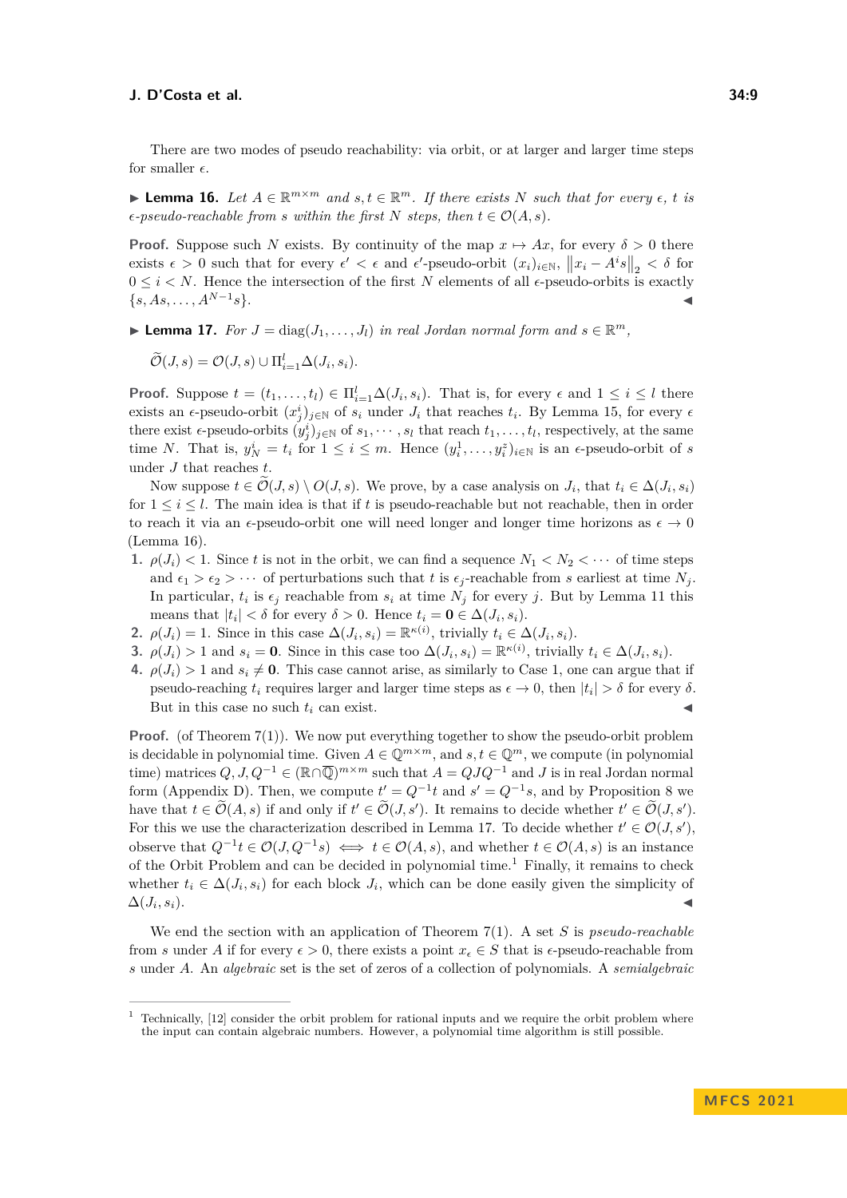There are two modes of pseudo reachability: via orbit, or at larger and larger time steps for smaller $\epsilon$.

▶ **Lemma 16.** *Let $A \in \mathbb{R}^{m\times m}$ and $s, t \in \mathbb{R}^m$. If there exists $N$ such that for every $\epsilon$, $t$ is $\epsilon$-pseudo-reachable from $s$ within the first $N$ steps, then $t \in \mathcal{O}(A, s)$.*

**Proof.** Suppose such $N$ exists. By continuity of the map $x \mapsto Ax$, for every $\delta > 0$ there exists $\epsilon > 0$ such that for every $\epsilon' < \epsilon$ and $\epsilon'$-pseudo-orbit $(x_i)_{i\in\mathbb{N}}$, $\left\|x_i - A^i s\right\|_2 < \delta$ for $0 \le i < N$. Hence the intersection of the first $N$ elements of all $\epsilon$-pseudo-orbits is exactly $\{s, As, \ldots, A^{N-1}s\}$. ◀

▶ **Lemma 17.** *For $J = \mathrm{diag}(J_1, \ldots, J_l)$ in real Jordan normal form and $s \in \mathbb{R}^m$,*

$$\widetilde{\mathcal{O}}(J, s) = \mathcal{O}(J, s) \cup \Pi_{i=1}^{l} \Delta(J_i, s_i).$$

**Proof.** Suppose $t = (t_1, \ldots, t_l) \in \Pi_{i=1}^{l}\Delta(J_i, s_i)$. That is, for every $\epsilon$ and $1 \le i \le l$ there exists an $\epsilon$-pseudo-orbit $(x_j^i)_{j\in\mathbb{N}}$ of $s_i$ under $J_i$ that reaches $t_i$. By Lemma 15, for every $\epsilon$ there exist $\epsilon$-pseudo-orbits $(y_j^i)_{j\in\mathbb{N}}$ of $s_1, \cdots, s_l$ that reach $t_1, \ldots, t_l$, respectively, at the same time $N$. That is, $y_N^i = t_i$ for $1 \le i \le m$. Hence $(y_i^1, \ldots, y_i^z)_{i\in\mathbb{N}}$ is an $\epsilon$-pseudo-orbit of $s$ under $J$ that reaches $t$.

Now suppose $t \in \widetilde{\mathcal{O}}(J, s) \setminus O(J, s)$. We prove, by a case analysis on $J_i$, that $t_i \in \Delta(J_i, s_i)$ for $1 \le i \le l$. The main idea is that if $t$ is pseudo-reachable but not reachable, then in order to reach it via an $\epsilon$-pseudo-orbit one will need longer and longer time horizons as $\epsilon \to 0$ (Lemma 16).

1. $\rho(J_i) < 1$. Since $t$ is not in the orbit, we can find a sequence $N_1 < N_2 < \cdots$ of time steps and $\epsilon_1 > \epsilon_2 > \cdots$ of perturbations such that $t$ is $\epsilon_j$-reachable from $s$ earliest at time $N_j$. In particular, $t_i$ is $\epsilon_j$ reachable from $s_i$ at time $N_j$ for every $j$. But by Lemma 11 this means that $|t_i| < \delta$ for every $\delta > 0$. Hence $t_i = \mathbf{0} \in \Delta(J_i, s_i)$.
2. $\rho(J_i) = 1$. Since in this case $\Delta(J_i, s_i) = \mathbb{R}^{\kappa(i)}$, trivially $t_i \in \Delta(J_i, s_i)$.
3. $\rho(J_i) > 1$ and $s_i = \mathbf{0}$. Since in this case too $\Delta(J_i, s_i) = \mathbb{R}^{\kappa(i)}$, trivially $t_i \in \Delta(J_i, s_i)$.
4. $\rho(J_i) > 1$ and $s_i \neq \mathbf{0}$. This case cannot arise, as similarly to Case 1, one can argue that if pseudo-reaching $t_i$ requires larger and larger time steps as $\epsilon \to 0$, then $|t_i| > \delta$ for every $\delta$. But in this case no such $t_i$ can exist. ◀

**Proof.** (of Theorem 7(1)). We now put everything together to show the pseudo-orbit problem is decidable in polynomial time. Given $A \in \mathbb{Q}^{m\times m}$, and $s, t \in \mathbb{Q}^m$, we compute (in polynomial time) matrices $Q, J, Q^{-1} \in (\mathbb{R}\cap\overline{\mathbb{Q}})^{m\times m}$ such that $A = QJQ^{-1}$ and $J$ is in real Jordan normal form (Appendix D). Then, we compute $t' = Q^{-1}t$ and $s' = Q^{-1}s$, and by Proposition 8 we have that $t \in \widetilde{\mathcal{O}}(A, s)$ if and only if $t' \in \widetilde{\mathcal{O}}(J, s')$. It remains to decide whether $t' \in \widetilde{\mathcal{O}}(J, s')$. For this we use the characterization described in Lemma 17. To decide whether $t' \in \mathcal{O}(J, s')$, observe that $Q^{-1}t \in \mathcal{O}(J, Q^{-1}s) \iff t \in \mathcal{O}(A, s)$, and whether $t \in \mathcal{O}(A, s)$ is an instance of the Orbit Problem and can be decided in polynomial time.[1] Finally, it remains to check whether $t_i \in \Delta(J_i, s_i)$ for each block $J_i$, which can be done easily given the simplicity of $\Delta(J_i, s_i)$. ◀

We end the section with an application of Theorem 7(1). A set $S$ is *pseudo-reachable* from $s$ under $A$ if for every $\epsilon > 0$, there exists a point $x_\epsilon \in S$ that is $\epsilon$-pseudo-reachable from $s$ under $A$. An *algebraic* set is the set of zeros of a collection of polynomials. A *semialgebraic*

---

[1] Technically, [12] consider the orbit problem for rational inputs and we require the orbit problem where the input can contain algebraic numbers. However, a polynomial time algorithm is still possible.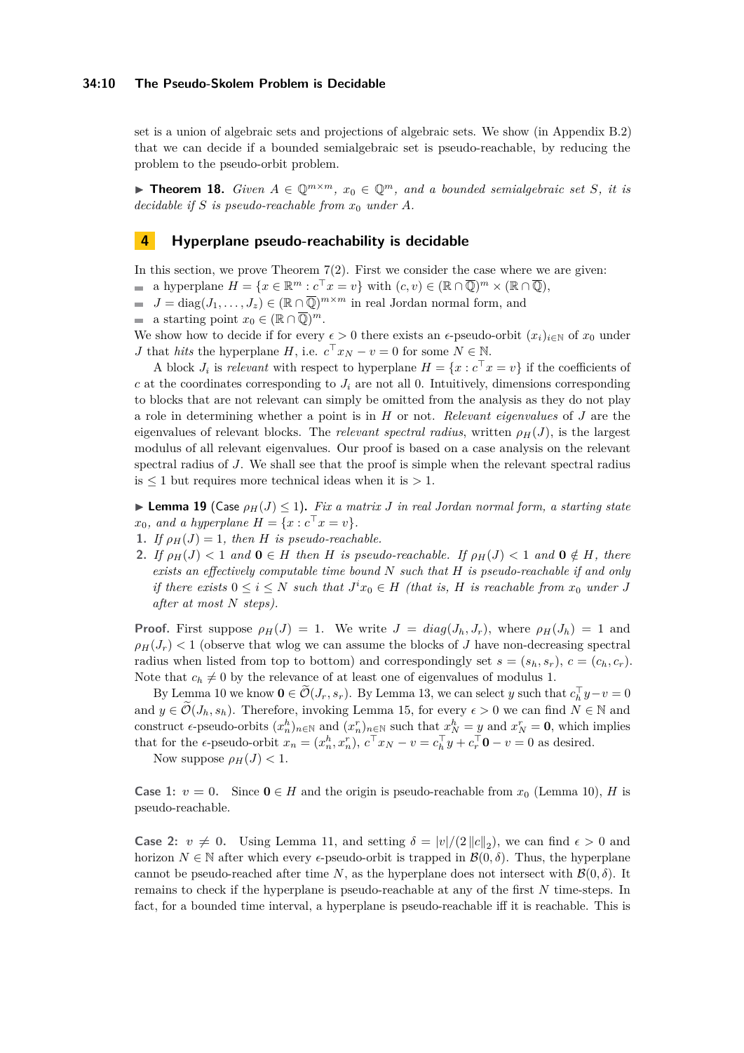set is a union of algebraic sets and projections of algebraic sets. We show (in Appendix B.2) that we can decide if a bounded semialgebraic set is pseudo-reachable, by reducing the problem to the pseudo-orbit problem.

▶ **Theorem 18.** *Given $A \in \mathbb{Q}^{m\times m}$, $x_0 \in \mathbb{Q}^m$, and a bounded semialgebraic set $S$, it is decidable if $S$ is pseudo-reachable from $x_0$ under $A$.*

## 4 Hyperplane pseudo-reachability is decidable

In this section, we prove Theorem 7(2). First we consider the case where we are given:

- a hyperplane $H = \{x \in \mathbb{R}^m : c^\top x = v\}$ with $(c, v) \in (\mathbb{R} \cap \overline{\mathbb{Q}})^m \times (\mathbb{R} \cap \overline{\mathbb{Q}})$,
- $J = \mathrm{diag}(J_1, \ldots, J_z) \in (\mathbb{R} \cap \overline{\mathbb{Q}})^{m\times m}$ in real Jordan normal form, and
- a starting point $x_0 \in (\mathbb{R} \cap \overline{\mathbb{Q}})^m$.

We show how to decide if for every $\epsilon > 0$ there exists an $\epsilon$-pseudo-orbit $(x_i)_{i\in\mathbb{N}}$ of $x_0$ under $J$ that *hits* the hyperplane $H$, i.e. $c^\top x_N - v = 0$ for some $N \in \mathbb{N}$.

A block $J_i$ is *relevant* with respect to hyperplane $H = \{x : c^\top x = v\}$ if the coefficients of $c$ at the coordinates corresponding to $J_i$ are not all 0. Intuitively, dimensions corresponding to blocks that are not relevant can simply be omitted from the analysis as they do not play a role in determining whether a point is in $H$ or not. *Relevant eigenvalues* of $J$ are the eigenvalues of relevant blocks. The *relevant spectral radius*, written $\rho_H(J)$, is the largest modulus of all relevant eigenvalues. Our proof is based on a case analysis on the relevant spectral radius of $J$. We shall see that the proof is simple when the relevant spectral radius is $\leq 1$ but requires more technical ideas when it is $> 1$.

▶ **Lemma 19** (Case $\rho_H(J) \leq 1$)**.** *Fix a matrix $J$ in real Jordan normal form, a starting state $x_0$, and a hyperplane $H = \{x : c^\top x = v\}$.*

1. *If $\rho_H(J) = 1$, then $H$ is pseudo-reachable.*
2. *If $\rho_H(J) < 1$ and $\mathbf{0} \in H$ then $H$ is pseudo-reachable. If $\rho_H(J) < 1$ and $\mathbf{0} \notin H$, there exists an effectively computable time bound $N$ such that $H$ is pseudo-reachable if and only if there exists $0 \leq i \leq N$ such that $J^i x_0 \in H$ (that is, $H$ is reachable from $x_0$ under $J$ after at most $N$ steps).*

**Proof.** First suppose $\rho_H(J) = 1$. We write $J = diag(J_h, J_r)$, where $\rho_H(J_h) = 1$ and $\rho_H(J_r) < 1$ (observe that wlog we can assume the blocks of $J$ have non-decreasing spectral radius when listed from top to bottom) and correspondingly set $s = (s_h, s_r)$, $c = (c_h, c_r)$. Note that $c_h \neq 0$ by the relevance of at least one of eigenvalues of modulus 1.

By Lemma 10 we know $\mathbf{0} \in \widetilde{\mathcal{O}}(J_r, s_r)$. By Lemma 13, we can select $y$ such that $c_h^\top y - v = 0$ and $y \in \widetilde{\mathcal{O}}(J_h, s_h)$. Therefore, invoking Lemma 15, for every $\epsilon > 0$ we can find $N \in \mathbb{N}$ and construct $\epsilon$-pseudo-orbits $(x_n^h)_{n\in\mathbb{N}}$ and $(x_n^r)_{n\in\mathbb{N}}$ such that $x_N^h = y$ and $x_N^r = \mathbf{0}$, which implies that for the $\epsilon$-pseudo-orbit $x_n = (x_n^h, x_n^r)$, $c^\top x_N - v = c_h^\top y + c_r^\top \mathbf{0} - v = 0$ as desired.

Now suppose $\rho_H(J) < 1$.

**Case 1: $v = 0$.** Since $\mathbf{0} \in H$ and the origin is pseudo-reachable from $x_0$ (Lemma 10), $H$ is pseudo-reachable.

**Case 2: $v \neq 0$.** Using Lemma 11, and setting $\delta = |v|/(2\,\|c\|_2)$, we can find $\epsilon > 0$ and horizon $N \in \mathbb{N}$ after which every $\epsilon$-pseudo-orbit is trapped in $\mathcal{B}(0, \delta)$. Thus, the hyperplane cannot be pseudo-reached after time $N$, as the hyperplane does not intersect with $\mathcal{B}(0, \delta)$. It remains to check if the hyperplane is pseudo-reachable at any of the first $N$ time-steps. In fact, for a bounded time interval, a hyperplane is pseudo-reachable iff it is reachable. This is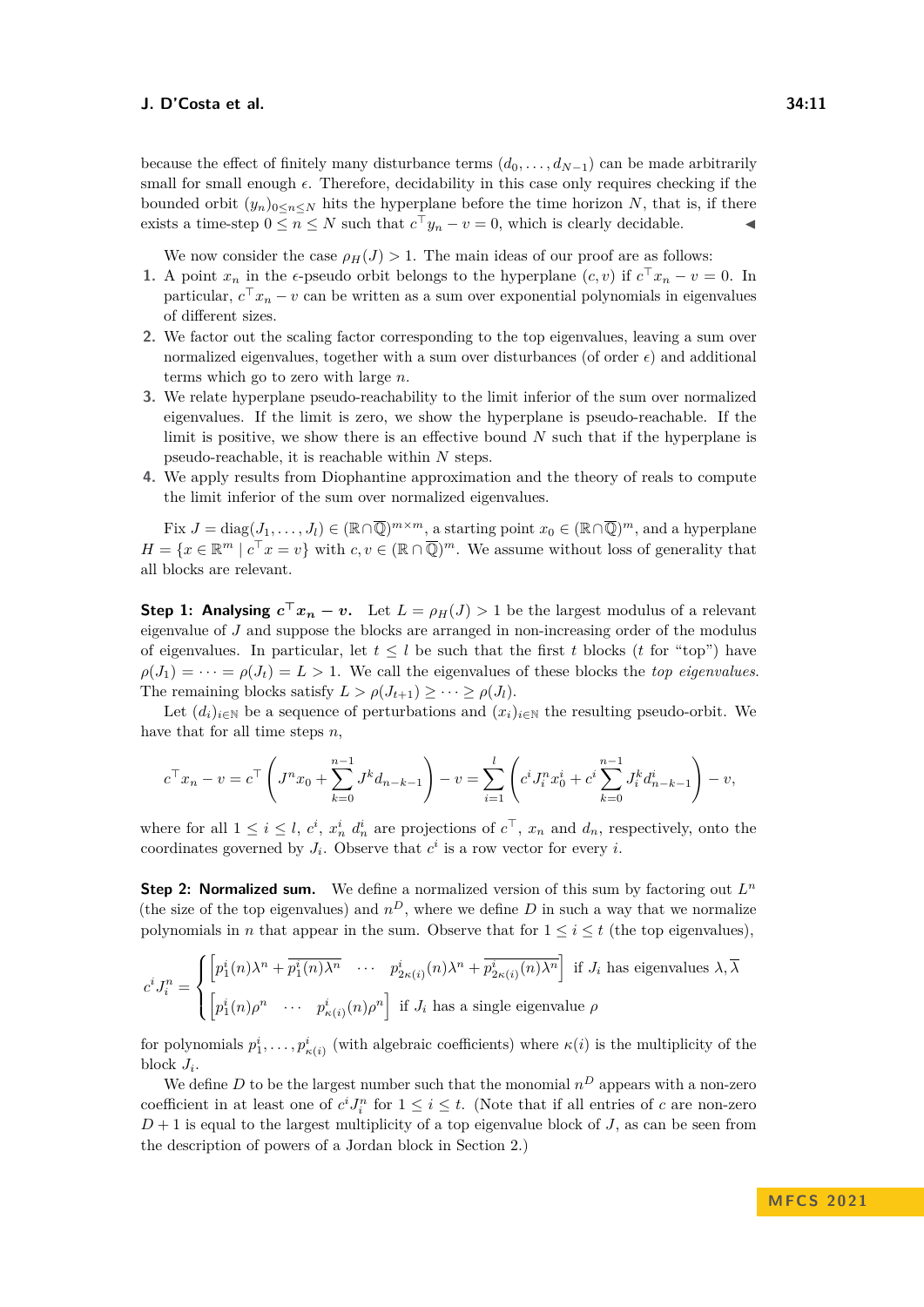because the effect of finitely many disturbance terms $(d_0, \ldots, d_{N-1})$ can be made arbitrarily small for small enough $\epsilon$. Therefore, decidability in this case only requires checking if the bounded orbit $(y_n)_{0 \le n \le N}$ hits the hyperplane before the time horizon $N$, that is, if there exists a time-step $0 \le n \le N$ such that $c^\top y_n - v = 0$, which is clearly decidable. ◀

We now consider the case $\rho_H(J) > 1$. The main ideas of our proof are as follows:

1. A point $x_n$ in the $\epsilon$-pseudo orbit belongs to the hyperplane $(c, v)$ if $c^\top x_n - v = 0$. In particular, $c^\top x_n - v$ can be written as a sum over exponential polynomials in eigenvalues of different sizes.
2. We factor out the scaling factor corresponding to the top eigenvalues, leaving a sum over normalized eigenvalues, together with a sum over disturbances (of order $\epsilon$) and additional terms which go to zero with large $n$.
3. We relate hyperplane pseudo-reachability to the limit inferior of the sum over normalized eigenvalues. If the limit is zero, we show the hyperplane is pseudo-reachable. If the limit is positive, we show there is an effective bound $N$ such that if the hyperplane is pseudo-reachable, it is reachable within $N$ steps.
4. We apply results from Diophantine approximation and the theory of reals to compute the limit inferior of the sum over normalized eigenvalues.

Fix $J = \mathrm{diag}(J_1, \ldots, J_l) \in (\mathbb{R} \cap \overline{\mathbb{Q}})^{m \times m}$, a starting point $x_0 \in (\mathbb{R} \cap \overline{\mathbb{Q}})^m$, and a hyperplane $H = \{x \in \mathbb{R}^m \mid c^\top x = v\}$ with $c, v \in (\mathbb{R} \cap \overline{\mathbb{Q}})^m$. We assume without loss of generality that all blocks are relevant.

**Step 1: Analysing $c^\top x_n - v$.** Let $L = \rho_H(J) > 1$ be the largest modulus of a relevant eigenvalue of $J$ and suppose the blocks are arranged in non-increasing order of the modulus of eigenvalues. In particular, let $t \le l$ be such that the first $t$ blocks ($t$ for "top") have $\rho(J_1) = \cdots = \rho(J_t) = L > 1$. We call the eigenvalues of these blocks the *top eigenvalues*. The remaining blocks satisfy $L > \rho(J_{t+1}) \ge \cdots \ge \rho(J_l)$.

Let $(d_i)_{i \in \mathbb{N}}$ be a sequence of perturbations and $(x_i)_{i \in \mathbb{N}}$ the resulting pseudo-orbit. We have that for all time steps $n$,

$$c^\top x_n - v = c^\top \left( J^n x_0 + \sum_{k=0}^{n-1} J^k d_{n-k-1} \right) - v = \sum_{i=1}^{l} \left( c^i J_i^n x_0^i + c^i \sum_{k=0}^{n-1} J_i^k d_{n-k-1}^i \right) - v,$$

where for all $1 \le i \le l$, $c^i$, $x_n^i$ $d_n^i$ are projections of $c^\top$, $x_n$ and $d_n$, respectively, onto the coordinates governed by $J_i$. Observe that $c^i$ is a row vector for every $i$.

**Step 2: Normalized sum.** We define a normalized version of this sum by factoring out $L^n$ (the size of the top eigenvalues) and $n^D$, where we define $D$ in such a way that we normalize polynomials in $n$ that appear in the sum. Observe that for $1 \le i \le t$ (the top eigenvalues),

$$c^i J_i^n = \begin{cases} \left[ p_1^i(n)\lambda^n + \overline{p_1^i(n)\lambda^n} \quad \cdots \quad p_{2\kappa(i)}^i(n)\lambda^n + \overline{p_{2\kappa(i)}^i(n)\lambda^n} \right] & \text{if } J_i \text{ has eigenvalues } \lambda, \overline{\lambda} \\ \left[ p_1^i(n)\rho^n \quad \cdots \quad p_{\kappa(i)}^i(n)\rho^n \right] & \text{if } J_i \text{ has a single eigenvalue } \rho \end{cases}$$

for polynomials $p_1^i, \ldots, p_{\kappa(i)}^i$ (with algebraic coefficients) where $\kappa(i)$ is the multiplicity of the block $J_i$.

We define $D$ to be the largest number such that the monomial $n^D$ appears with a non-zero coefficient in at least one of $c^i J_i^n$ for $1 \le i \le t$. (Note that if all entries of $c$ are non-zero $D+1$ is equal to the largest multiplicity of a top eigenvalue block of $J$, as can be seen from the description of powers of a Jordan block in Section 2.)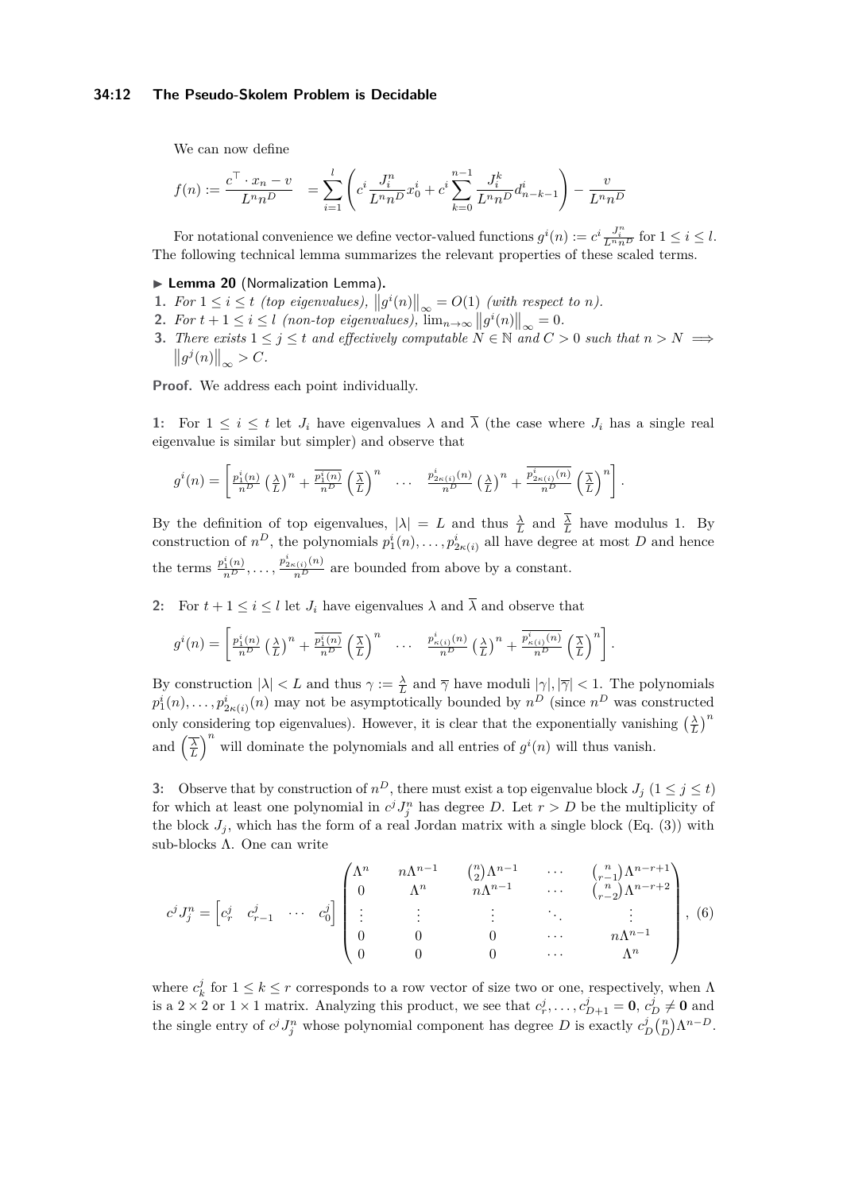We can now define

$$f(n) := \frac{c^\top \cdot x_n - v}{L^n n^D} \quad = \sum_{i=1}^{l} \left( c^i \frac{J_i^n}{L^n n^D} x_0^i + c^i \sum_{k=0}^{n-1} \frac{J_i^k}{L^n n^D} d_{n-k-1}^i \right) - \frac{v}{L^n n^D}$$

For notational convenience we define vector-valued functions $g^i(n) := c^i \frac{J_i^n}{L^n n^D}$ for $1 \leq i \leq l$. The following technical lemma summarizes the relevant properties of these scaled terms.

▶ **Lemma 20** (Normalization Lemma)**.**

1. *For $1 \leq i \leq t$ (top eigenvalues), $\left\|g^i(n)\right\|_\infty = O(1)$ (with respect to $n$).*
2. *For $t+1 \leq i \leq l$ (non-top eigenvalues), $\lim_{n\to\infty} \left\|g^i(n)\right\|_\infty = 0$.*
3. *There exists $1 \leq j \leq t$ and effectively computable $N \in \mathbb{N}$ and $C > 0$ such that $n > N \implies \left\|g^j(n)\right\|_\infty > C$.*

**Proof.** We address each point individually.

**1:** For $1 \leq i \leq t$ let $J_i$ have eigenvalues $\lambda$ and $\overline{\lambda}$ (the case where $J_i$ has a single real eigenvalue is similar but simpler) and observe that

$$g^i(n) = \left[ \frac{p_1^i(n)}{n^D} \left(\frac{\lambda}{L}\right)^n + \frac{\overline{p_1^i(n)}}{n^D} \left(\frac{\overline{\lambda}}{L}\right)^n \quad \cdots \quad \frac{p_{2\kappa(i)}^i(n)}{n^D} \left(\frac{\lambda}{L}\right)^n + \frac{\overline{p_{2\kappa(i)}^i(n)}}{n^D} \left(\frac{\overline{\lambda}}{L}\right)^n \right].$$

By the definition of top eigenvalues, $|\lambda| = L$ and thus $\frac{\lambda}{L}$ and $\frac{\overline{\lambda}}{L}$ have modulus 1. By construction of $n^D$, the polynomials $p_1^i(n), \ldots, p_{2\kappa(i)}^i$ all have degree at most $D$ and hence the terms $\frac{p_1^i(n)}{n^D}, \ldots, \frac{p_{2\kappa(i)}^i(n)}{n^D}$ are bounded from above by a constant.

**2:** For $t+1 \leq i \leq l$ let $J_i$ have eigenvalues $\lambda$ and $\overline{\lambda}$ and observe that

$$g^i(n) = \left[ \frac{p_1^i(n)}{n^D} \left(\frac{\lambda}{L}\right)^n + \frac{\overline{p_1^i(n)}}{n^D} \left(\frac{\overline{\lambda}}{L}\right)^n \quad \cdots \quad \frac{p_{\kappa(i)}^i(n)}{n^D} \left(\frac{\lambda}{L}\right)^n + \frac{\overline{p_{\kappa(i)}^i(n)}}{n^D} \left(\frac{\overline{\lambda}}{L}\right)^n \right].$$

By construction $|\lambda| < L$ and thus $\gamma := \frac{\lambda}{L}$ and $\overline{\gamma}$ have moduli $|\gamma|, |\overline{\gamma}| < 1$. The polynomials $p_1^i(n), \ldots, p_{2\kappa(i)}^i(n)$ may not be asymptotically bounded by $n^D$ (since $n^D$ was constructed only considering top eigenvalues). However, it is clear that the exponentially vanishing $\left(\frac{\lambda}{L}\right)^n$ and $\left(\frac{\overline{\lambda}}{L}\right)^n$ will dominate the polynomials and all entries of $g^i(n)$ will thus vanish.

**3:** Observe that by construction of $n^D$, there must exist a top eigenvalue block $J_j$ ($1 \leq j \leq t$) for which at least one polynomial in $c^j J_j^n$ has degree $D$. Let $r > D$ be the multiplicity of the block $J_j$, which has the form of a real Jordan matrix with a single block (Eq. (3)) with sub-blocks $\Lambda$. One can write

$$c^j J_j^n = \begin{bmatrix} c_r^j & c_{r-1}^j & \cdots & c_0^j \end{bmatrix} \begin{pmatrix} \Lambda^n & n\Lambda^{n-1} & \binom{n}{2}\Lambda^{n-1} & \cdots & \binom{n}{r-1}\Lambda^{n-r+1} \\ 0 & \Lambda^n & n\Lambda^{n-1} & \cdots & \binom{n}{r-2}\Lambda^{n-r+2} \\ \vdots & \vdots & \vdots & \ddots & \vdots \\ 0 & 0 & 0 & \cdots & n\Lambda^{n-1} \\ 0 & 0 & 0 & \cdots & \Lambda^n \end{pmatrix}, \quad (6)$$

where $c_k^j$ for $1 \leq k \leq r$ corresponds to a row vector of size two or one, respectively, when $\Lambda$ is a $2 \times 2$ or $1 \times 1$ matrix. Analyzing this product, we see that $c_r^j, \ldots, c_{D+1}^j = \mathbf{0}$, $c_D^j \neq \mathbf{0}$ and the single entry of $c^j J_j^n$ whose polynomial component has degree $D$ is exactly $c_D^j \binom{n}{D} \Lambda^{n-D}$.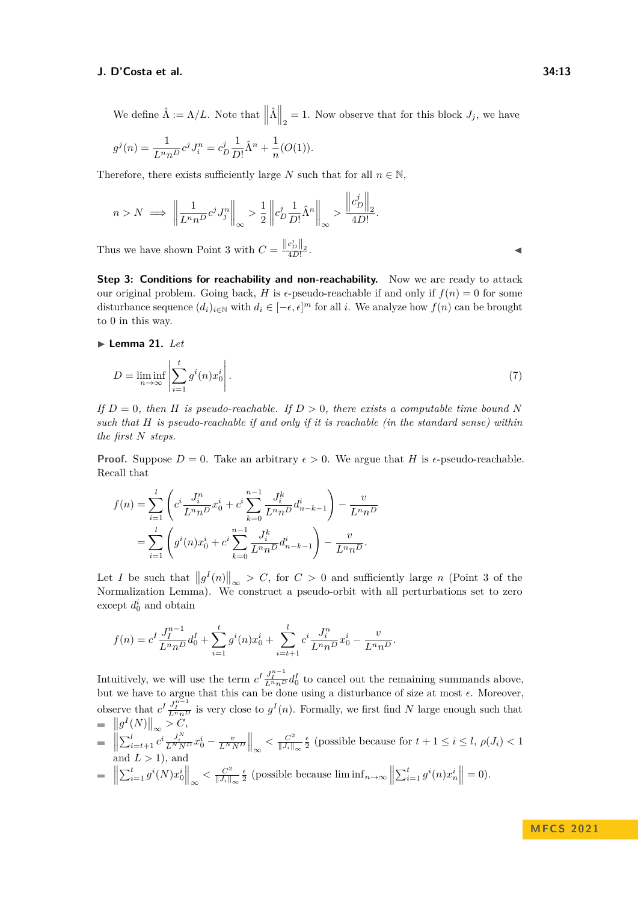We define $\hat{\Lambda} := \Lambda/L$. Note that $\left\|\hat{\Lambda}\right\|_2 = 1$. Now observe that for this block $J_j$, we have

$$g^j(n) = \frac{1}{L^n n^D} c^j J_i^n = c_D^j \frac{1}{D!} \hat{\Lambda}^n + \frac{1}{n}(O(1)).$$

Therefore, there exists sufficiently large $N$ such that for all $n \in \mathbb{N}$,

$$n > N \implies \left\| \frac{1}{L^n n^D} c^j J_j^n \right\|_\infty > \frac{1}{2} \left\| c_D^j \frac{1}{D!} \hat{\Lambda}^n \right\|_\infty > \frac{\left\| c_D^j \right\|_2}{4D!}.$$

Thus we have shown Point 3 with $C = \frac{\|c_D^j\|_2}{4D!}$. ◀

**Step 3: Conditions for reachability and non-reachability.** Now we are ready to attack our original problem. Going back, $H$ is $\epsilon$-pseudo-reachable if and only if $f(n) = 0$ for some disturbance sequence $(d_i)_{i\in\mathbb{N}}$ with $d_i \in [-\epsilon, \epsilon]^m$ for all $i$. We analyze how $f(n)$ can be brought to 0 in this way.

▶ **Lemma 21.** *Let*

$$D = \liminf_{n\to\infty} \left| \sum_{i=1}^{t} g^i(n) x_0^i \right|. \tag{7}$$

*If $D = 0$, then $H$ is pseudo-reachable. If $D > 0$, there exists a computable time bound $N$ such that $H$ is pseudo-reachable if and only if it is reachable (in the standard sense) within the first $N$ steps.*

**Proof.** Suppose $D = 0$. Take an arbitrary $\epsilon > 0$. We argue that $H$ is $\epsilon$-pseudo-reachable. Recall that

$$\begin{aligned} f(n) &= \sum_{i=1}^{l} \left( c^i \frac{J_i^n}{L^n n^D} x_0^i + c^i \sum_{k=0}^{n-1} \frac{J_i^k}{L^n n^D} d_{n-k-1}^i \right) - \frac{v}{L^n n^D} \\ &= \sum_{i=1}^{l} \left( g^i(n) x_0^i + c^i \sum_{k=0}^{n-1} \frac{J_i^k}{L^n n^D} d_{n-k-1}^i \right) - \frac{v}{L^n n^D}. \end{aligned}$$

Let $I$ be such that $\left\|g^I(n)\right\|_\infty > C$, for $C > 0$ and sufficiently large $n$ (Point 3 of the Normalization Lemma). We construct a pseudo-orbit with all perturbations set to zero except $d_0^i$ and obtain

$$f(n) = c^I \frac{J_I^{n-1}}{L^n n^D} d_0^I + \sum_{i=1}^{t} g^i(n) x_0^i + \sum_{i=t+1}^{l} c^i \frac{J_i^n}{L^n n^D} x_0^i - \frac{v}{L^n n^D}.$$

Intuitively, we will use the term $c^I \frac{J_I^{n-1}}{L^n n^D} d_0^I$ to cancel out the remaining summands above, but we have to argue that this can be done using a disturbance of size at most $\epsilon$. Moreover, observe that $c^I \frac{J_I^{n-1}}{L^n n^D}$ is very close to $g^I(n)$. Formally, we first find $N$ large enough such that

- $\left\|g^I(N)\right\|_\infty > C$,
- $\left\|\sum_{i=t+1}^{l} c^i \frac{J_i^N}{L^N N^D} x_0^i - \frac{v}{L^N N^D}\right\|_\infty < \frac{C^2}{\|J_i\|_\infty} \frac{\epsilon}{2}$ (possible because for $t+1 \le i \le l$, $\rho(J_i) < 1$ and $L > 1$), and
- $\left\|\sum_{i=1}^{t} g^i(N) x_0^i\right\|_\infty < \frac{C^2}{\|J_i\|_\infty} \frac{\epsilon}{2}$ (possible because $\liminf_{n\to\infty} \left\|\sum_{i=1}^{t} g^i(n) x_n^i\right\| = 0$).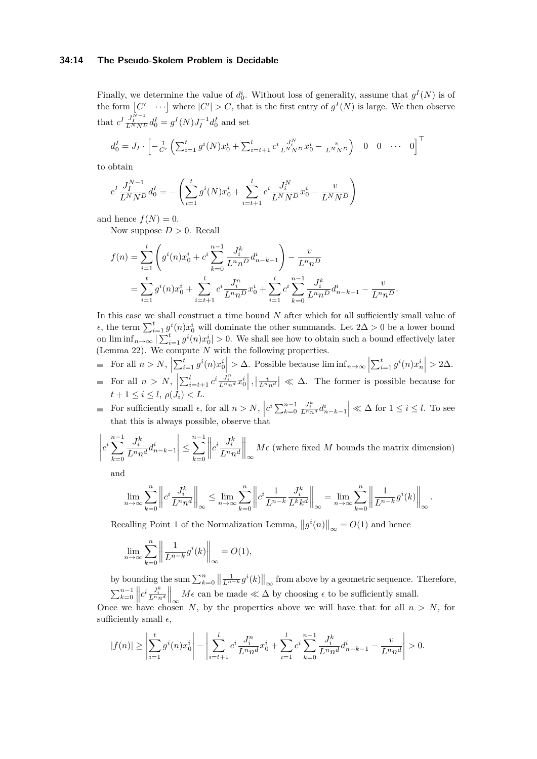Finally, we determine the value of $d_0^i$. Without loss of generality, assume that $g^I(N)$ is of the form $\begin{bmatrix} C' & \cdots \end{bmatrix}$ where $|C'| > C$, that is the first entry of $g^I(N)$ is large. We then observe that $c^I \frac{J_I^{N-1}}{L^N N^D} d_0^I = g^I(N) J_I^{-1} d_0^I$ and set

$$d_0^I = J_I \cdot \left[ -\frac{1}{C'} \left( \sum_{i=1}^t g^i(N) x_0^i + \sum_{i=t+1}^l c^i \frac{J_i^N}{L^N N^D} x_0^i - \frac{v}{L^N N^D} \right) \quad 0 \quad 0 \quad \cdots \quad 0 \right]^\top$$

to obtain

$$c^I \frac{J_I^{N-1}}{L^N N^D} d_0^I = -\left( \sum_{i=1}^t g^i(N) x_0^i + \sum_{i=t+1}^l c^i \frac{J_i^N}{L^N N^D} x_0^i - \frac{v}{L^N N^D} \right)$$

and hence $f(N) = 0$.

Now suppose $D > 0$. Recall

$$\begin{aligned} f(n) &= \sum_{i=1}^l \left( g^i(n) x_0^i + c^i \sum_{k=0}^{n-1} \frac{J_i^k}{L^n n^D} d_{n-k-1}^i \right) - \frac{v}{L^n n^D} \\ &= \sum_{i=1}^t g^i(n) x_0^i + \sum_{i=t+1}^l c^i \frac{J_i^n}{L^n n^D} x_0^i + \sum_{i=1}^l c^i \sum_{k=0}^{n-1} \frac{J_i^k}{L^n n^D} d_{n-k-1}^i - \frac{v}{L^n n^D}. \end{aligned}$$

In this case we shall construct a time bound $N$ after which for all sufficiently small value of $\epsilon$, the term $\sum_{i=1}^t g^i(n) x_0^i$ will dominate the other summands. Let $2\Delta > 0$ be a lower bound on $\liminf_{n\to\infty} |\sum_{i=1}^t g^i(n) x_0^i| > 0$. We shall see how to obtain such a bound effectively later (Lemma 22). We compute $N$ with the following properties.

- For all $n > N$, $\left|\sum_{i=1}^t g^i(n) x_0^i\right| > \Delta$. Possible because $\liminf_{n\to\infty} \left|\sum_{i=1}^t g^i(n) x_n^i\right| > 2\Delta$.
- For all $n > N$, $\left|\sum_{i=t+1}^l c^i \frac{J_i^n}{L^n n^d} x_0^i\right|, \left|\frac{v}{L^n n^d}\right| \ll \Delta$. The former is possible because for $t+1 \le i \le l$, $\rho(J_i) < L$.
- For sufficiently small $\epsilon$, for all $n > N$, $\left|c^i \sum_{k=0}^{n-1} \frac{J_i^k}{L^n n^d} d_{n-k-1}^i\right| \ll \Delta$ for $1 \le i \le l$. To see that this is always possible, observe that

  $$\left| c^i \sum_{k=0}^{n-1} \frac{J_i^k}{L^n n^d} d_{n-k-1}^i \right| \le \sum_{k=0}^{n-1} \left\| c^i \frac{J_i^k}{L^n n^d} \right\|_\infty M\epsilon \text{ (where fixed } M \text{ bounds the matrix dimension)}$$

  and

  $$\lim_{n\to\infty} \sum_{k=0}^{n} \left\| c^i \frac{J_i^k}{L^n n^d} \right\|_\infty \le \lim_{n\to\infty} \sum_{k=0}^{n} \left\| c^i \frac{1}{L^{n-k}} \frac{J_i^k}{L^k k^d} \right\|_\infty = \lim_{n\to\infty} \sum_{k=0}^{n} \left\| \frac{1}{L^{n-k}} g^i(k) \right\|_\infty.$$

  Recalling Point 1 of the Normalization Lemma, $\left\|g^i(n)\right\|_\infty = O(1)$ and hence

  $$\lim_{n\to\infty} \sum_{k=0}^{n} \left\| \frac{1}{L^{n-k}} g^i(k) \right\|_\infty = O(1),$$

  by bounding the sum $\sum_{k=0}^n \left\|\frac{1}{L^{n-k}} g^i(k)\right\|_\infty$ from above by a geometric sequence. Therefore, $\sum_{k=0}^{n-1} \left\|c^i \frac{J_i^k}{L^n n^d}\right\|_\infty M\epsilon$ can be made $\ll \Delta$ by choosing $\epsilon$ to be sufficiently small.

Once we have chosen $N$, by the properties above we will have that for all $n > N$, for sufficiently small $\epsilon$,

$$|f(n)| \ge \left| \sum_{i=1}^t g^i(n) x_0^i \right| - \left| \sum_{i=t+1}^l c^i \frac{J_i^n}{L^n n^d} x_0^i + \sum_{i=1}^l c^i \sum_{k=0}^{n-1} \frac{J_i^k}{L^n n^d} d_{n-k-1}^i - \frac{v}{L^n n^d} \right| > 0.$$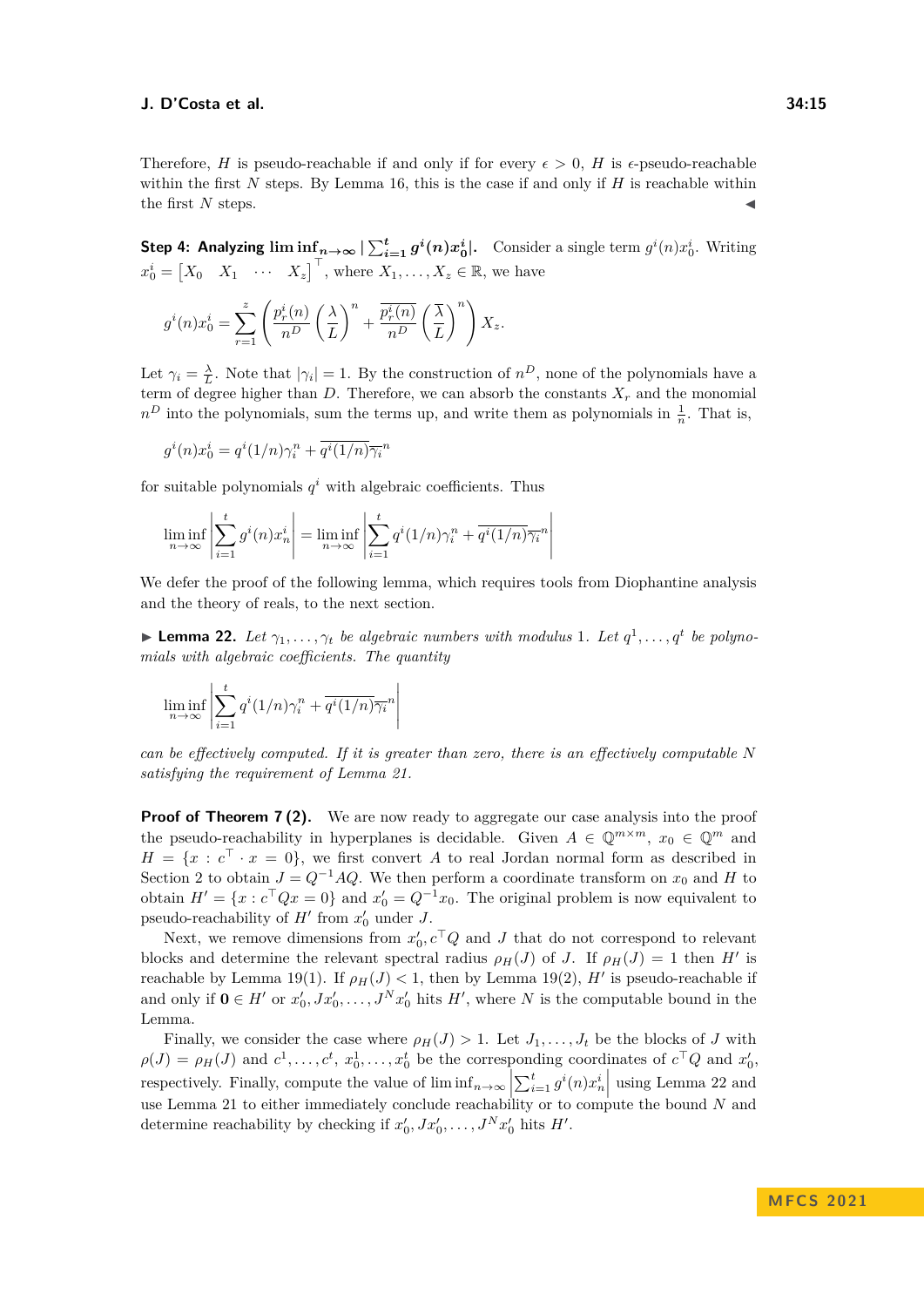Therefore, $H$ is pseudo-reachable if and only if for every $\epsilon > 0$, $H$ is $\epsilon$-pseudo-reachable within the first $N$ steps. By Lemma 16, this is the case if and only if $H$ is reachable within the first $N$ steps. ◀

**Step 4: Analyzing $\liminf_{n\to\infty} |\sum_{i=1}^{t} g^i(n)x_0^i|$.** Consider a single term $g^i(n)x_0^i$. Writing $x_0^i = \begin{bmatrix} X_0 & X_1 & \cdots & X_z \end{bmatrix}^\top$, where $X_1, \ldots, X_z \in \mathbb{R}$, we have

$$g^i(n)x_0^i = \sum_{r=1}^{z} \left( \frac{p_r^i(n)}{n^D} \left(\frac{\lambda}{L}\right)^n + \frac{\overline{p_r^i(n)}}{n^D} \left(\frac{\overline{\lambda}}{L}\right)^n \right) X_z.$$

Let $\gamma_i = \frac{\lambda}{L}$. Note that $|\gamma_i| = 1$. By the construction of $n^D$, none of the polynomials have a term of degree higher than $D$. Therefore, we can absorb the constants $X_r$ and the monomial $n^D$ into the polynomials, sum the terms up, and write them as polynomials in $\frac{1}{n}$. That is,

$$g^i(n)x_0^i = q^i(1/n)\gamma_i^n + \overline{q^i(1/n)}\overline{\gamma_i}^n$$

for suitable polynomials $q^i$ with algebraic coefficients. Thus

$$\liminf_{n\to\infty} \left| \sum_{i=1}^{t} g^i(n)x_n^i \right| = \liminf_{n\to\infty} \left| \sum_{i=1}^{t} q^i(1/n)\gamma_i^n + \overline{q^i(1/n)}\overline{\gamma_i}^n \right|$$

We defer the proof of the following lemma, which requires tools from Diophantine analysis and the theory of reals, to the next section.

▶ **Lemma 22.** *Let $\gamma_1, \ldots, \gamma_t$ be algebraic numbers with modulus 1. Let $q^1, \ldots, q^t$ be polynomials with algebraic coefficients. The quantity*

$$\liminf_{n\to\infty} \left| \sum_{i=1}^{t} q^i(1/n)\gamma_i^n + \overline{q^i(1/n)}\overline{\gamma_i}^n \right|$$

*can be effectively computed. If it is greater than zero, there is an effectively computable $N$ satisfying the requirement of Lemma 21.*

**Proof of Theorem 7 (2).** We are now ready to aggregate our case analysis into the proof the pseudo-reachability in hyperplanes is decidable. Given $A \in \mathbb{Q}^{m\times m}$, $x_0 \in \mathbb{Q}^m$ and $H = \{x : c^\top \cdot x = 0\}$, we first convert $A$ to real Jordan normal form as described in Section 2 to obtain $J = Q^{-1}AQ$. We then perform a coordinate transform on $x_0$ and $H$ to obtain $H' = \{x : c^\top Qx = 0\}$ and $x_0' = Q^{-1}x_0$. The original problem is now equivalent to pseudo-reachability of $H'$ from $x_0'$ under $J$.

Next, we remove dimensions from $x_0', c^\top Q$ and $J$ that do not correspond to relevant blocks and determine the relevant spectral radius $\rho_H(J)$ of $J$. If $\rho_H(J) = 1$ then $H'$ is reachable by Lemma 19(1). If $\rho_H(J) < 1$, then by Lemma 19(2), $H'$ is pseudo-reachable if and only if $\mathbf{0} \in H'$ or $x_0', Jx_0', \ldots, J^N x_0'$ hits $H'$, where $N$ is the computable bound in the Lemma.

Finally, we consider the case where $\rho_H(J) > 1$. Let $J_1, \ldots, J_t$ be the blocks of $J$ with $\rho(J) = \rho_H(J)$ and $c^1, \ldots, c^t$, $x_0^1, \ldots, x_0^t$ be the corresponding coordinates of $c^\top Q$ and $x_0'$, respectively. Finally, compute the value of $\liminf_{n\to\infty} \left|\sum_{i=1}^{t} g^i(n)x_n^i\right|$ using Lemma 22 and use Lemma 21 to either immediately conclude reachability or to compute the bound $N$ and determine reachability by checking if $x_0', Jx_0', \ldots, J^N x_0'$ hits $H'$.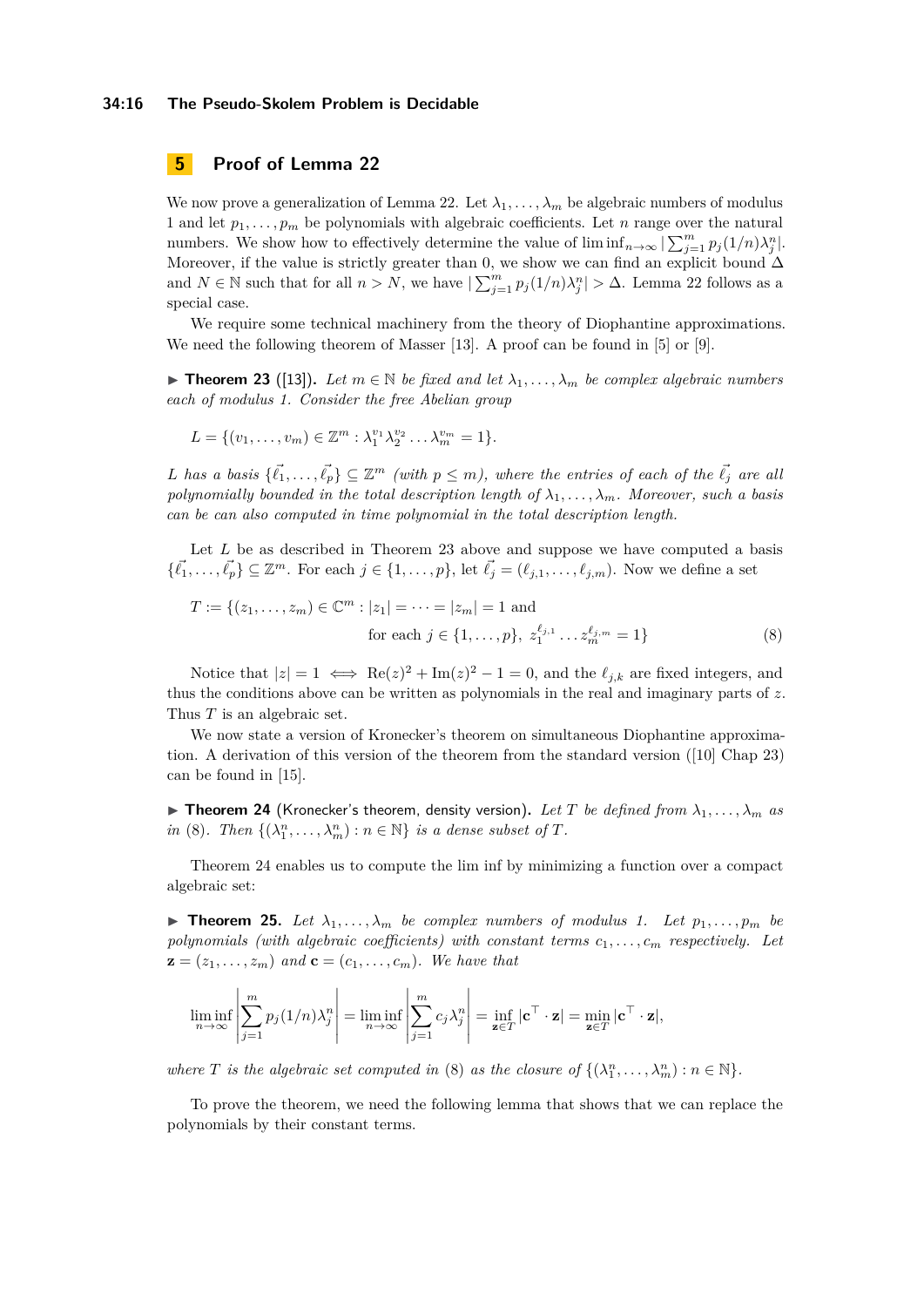## 5 Proof of Lemma 22

We now prove a generalization of Lemma 22. Let $\lambda_1, \ldots, \lambda_m$ be algebraic numbers of modulus 1 and let $p_1, \ldots, p_m$ be polynomials with algebraic coefficients. Let $n$ range over the natural numbers. We show how to effectively determine the value of $\liminf_{n\to\infty} |\sum_{j=1}^{m} p_j(1/n)\lambda_j^n|$. Moreover, if the value is strictly greater than 0, we show we can find an explicit bound $\Delta$ and $N \in \mathbb{N}$ such that for all $n > N$, we have $|\sum_{j=1}^{m} p_j(1/n)\lambda_j^n| > \Delta$. Lemma 22 follows as a special case.

We require some technical machinery from the theory of Diophantine approximations. We need the following theorem of Masser [13]. A proof can be found in [5] or [9].

▶ **Theorem 23** ([13]). *Let $m \in \mathbb{N}$ be fixed and let $\lambda_1, \ldots, \lambda_m$ be complex algebraic numbers each of modulus 1. Consider the free Abelian group*

$$L = \{(v_1, \ldots, v_m) \in \mathbb{Z}^m : \lambda_1^{v_1}\lambda_2^{v_2}\ldots\lambda_m^{v_m} = 1\}.$$

*$L$ has a basis $\{\vec{\ell_1}, \ldots, \vec{\ell_p}\} \subseteq \mathbb{Z}^m$ (with $p \leq m$), where the entries of each of the $\vec{\ell_j}$ are all polynomially bounded in the total description length of $\lambda_1, \ldots, \lambda_m$. Moreover, such a basis can be can also computed in time polynomial in the total description length.*

Let $L$ be as described in Theorem 23 above and suppose we have computed a basis $\{\vec{\ell_1}, \ldots, \vec{\ell_p}\} \subseteq \mathbb{Z}^m$. For each $j \in \{1, \ldots, p\}$, let $\vec{\ell_j} = (\ell_{j,1}, \ldots, \ell_{j,m})$. Now we define a set

$$T := \{(z_1, \ldots, z_m) \in \mathbb{C}^m : |z_1| = \cdots = |z_m| = 1 \text{ and } \text{for each } j \in \{1, \ldots, p\},\ z_1^{\ell_{j,1}} \ldots z_m^{\ell_{j,m}} = 1\} \tag{8}$$

Notice that $|z| = 1 \iff \mathrm{Re}(z)^2 + \mathrm{Im}(z)^2 - 1 = 0$, and the $\ell_{j,k}$ are fixed integers, and thus the conditions above can be written as polynomials in the real and imaginary parts of $z$. Thus $T$ is an algebraic set.

We now state a version of Kronecker's theorem on simultaneous Diophantine approximation. A derivation of this version of the theorem from the standard version ([10] Chap 23) can be found in [15].

▶ **Theorem 24** (Kronecker's theorem, density version). *Let $T$ be defined from $\lambda_1, \ldots, \lambda_m$ as in (8). Then $\{(\lambda_1^n, \ldots, \lambda_m^n) : n \in \mathbb{N}\}$ is a dense subset of $T$.*

Theorem 24 enables us to compute the lim inf by minimizing a function over a compact algebraic set:

▶ **Theorem 25.** *Let $\lambda_1, \ldots, \lambda_m$ be complex numbers of modulus 1. Let $p_1, \ldots, p_m$ be polynomials (with algebraic coefficients) with constant terms $c_1, \ldots, c_m$ respectively. Let $\mathbf{z} = (z_1, \ldots, z_m)$ and $\mathbf{c} = (c_1, \ldots, c_m)$. We have that*

$$\liminf_{n\to\infty} \left|\sum_{j=1}^{m} p_j(1/n)\lambda_j^n\right| = \liminf_{n\to\infty} \left|\sum_{j=1}^{m} c_j\lambda_j^n\right| = \inf_{\mathbf{z}\in T} |\mathbf{c}^\top \cdot \mathbf{z}| = \min_{\mathbf{z}\in T} |\mathbf{c}^\top \cdot \mathbf{z}|,$$

*where $T$ is the algebraic set computed in (8) as the closure of $\{(\lambda_1^n, \ldots, \lambda_m^n) : n \in \mathbb{N}\}$.*

To prove the theorem, we need the following lemma that shows that we can replace the polynomials by their constant terms.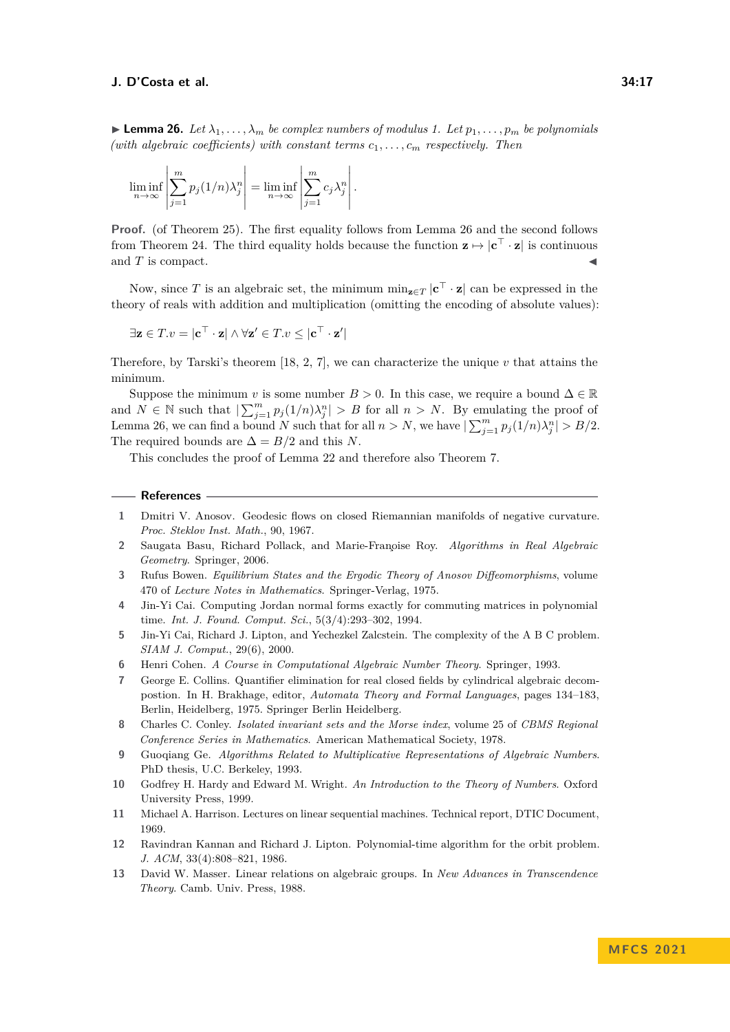▶ **Lemma 26.** *Let $\lambda_1, \ldots, \lambda_m$ be complex numbers of modulus 1. Let $p_1, \ldots, p_m$ be polynomials (with algebraic coefficients) with constant terms $c_1, \ldots, c_m$ respectively. Then*

$$\liminf_{n\to\infty} \left| \sum_{j=1}^{m} p_j(1/n)\lambda_j^n \right| = \liminf_{n\to\infty} \left| \sum_{j=1}^{m} c_j \lambda_j^n \right|.$$

**Proof.** (of Theorem 25). The first equality follows from Lemma 26 and the second follows from Theorem 24. The third equality holds because the function $\mathbf{z} \mapsto |\mathbf{c}^\top \cdot \mathbf{z}|$ is continuous and $T$ is compact. ◀

Now, since $T$ is an algebraic set, the minimum $\min_{\mathbf{z}\in T} |\mathbf{c}^\top \cdot \mathbf{z}|$ can be expressed in the theory of reals with addition and multiplication (omitting the encoding of absolute values):

$$\exists \mathbf{z} \in T. v = |\mathbf{c}^\top \cdot \mathbf{z}| \wedge \forall \mathbf{z}' \in T. v \le |\mathbf{c}^\top \cdot \mathbf{z}'|$$

Therefore, by Tarski's theorem [18, 2, 7], we can characterize the unique $v$ that attains the minimum.

Suppose the minimum $v$ is some number $B > 0$. In this case, we require a bound $\Delta \in \mathbb{R}$ and $N \in \mathbb{N}$ such that $|\sum_{j=1}^{m} p_j(1/n)\lambda_j^n| > B$ for all $n > N$. By emulating the proof of Lemma 26, we can find a bound $N$ such that for all $n > N$, we have $|\sum_{j=1}^{m} p_j(1/n)\lambda_j^n| > B/2$. The required bounds are $\Delta = B/2$ and this $N$.

This concludes the proof of Lemma 22 and therefore also Theorem 7.

## References

1. Dmitri V. Anosov. Geodesic flows on closed Riemannian manifolds of negative curvature. *Proc. Steklov Inst. Math.*, 90, 1967.
2. Saugata Basu, Richard Pollack, and Marie-Françoise Roy. *Algorithms in Real Algebraic Geometry*. Springer, 2006.
3. Rufus Bowen. *Equilibrium States and the Ergodic Theory of Anosov Diffeomorphisms*, volume 470 of *Lecture Notes in Mathematics*. Springer-Verlag, 1975.
4. Jin-Yi Cai. Computing Jordan normal forms exactly for commuting matrices in polynomial time. *Int. J. Found. Comput. Sci.*, 5(3/4):293–302, 1994.
5. Jin-Yi Cai, Richard J. Lipton, and Yechezkel Zalcstein. The complexity of the A B C problem. *SIAM J. Comput.*, 29(6), 2000.
6. Henri Cohen. *A Course in Computational Algebraic Number Theory*. Springer, 1993.
7. George E. Collins. Quantifier elimination for real closed fields by cylindrical algebraic decompostion. In H. Brakhage, editor, *Automata Theory and Formal Languages*, pages 134–183, Berlin, Heidelberg, 1975. Springer Berlin Heidelberg.
8. Charles C. Conley. *Isolated invariant sets and the Morse index*, volume 25 of *CBMS Regional Conference Series in Mathematics*. American Mathematical Society, 1978.
9. Guoqiang Ge. *Algorithms Related to Multiplicative Representations of Algebraic Numbers*. PhD thesis, U.C. Berkeley, 1993.
10. Godfrey H. Hardy and Edward M. Wright. *An Introduction to the Theory of Numbers*. Oxford University Press, 1999.
11. Michael A. Harrison. Lectures on linear sequential machines. Technical report, DTIC Document, 1969.
12. Ravindran Kannan and Richard J. Lipton. Polynomial-time algorithm for the orbit problem. *J. ACM*, 33(4):808–821, 1986.
13. David W. Masser. Linear relations on algebraic groups. In *New Advances in Transcendence Theory*. Camb. Univ. Press, 1988.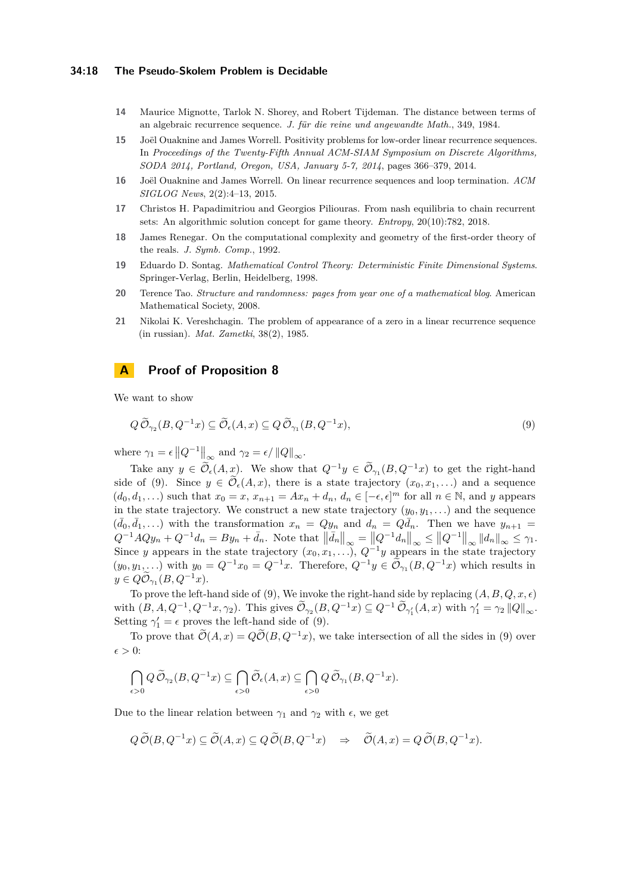14 Maurice Mignotte, Tarlok N. Shorey, and Robert Tijdeman. The distance between terms of an algebraic recurrence sequence. *J. für die reine und angewandte Math.*, 349, 1984.

15 Joël Ouaknine and James Worrell. Positivity problems for low-order linear recurrence sequences. In *Proceedings of the Twenty-Fifth Annual ACM-SIAM Symposium on Discrete Algorithms, SODA 2014, Portland, Oregon, USA, January 5-7, 2014*, pages 366–379, 2014.

16 Joël Ouaknine and James Worrell. On linear recurrence sequences and loop termination. *ACM SIGLOG News*, 2(2):4–13, 2015.

17 Christos H. Papadimitriou and Georgios Piliouras. From nash equilibria to chain recurrent sets: An algorithmic solution concept for game theory. *Entropy*, 20(10):782, 2018.

18 James Renegar. On the computational complexity and geometry of the first-order theory of the reals. *J. Symb. Comp.*, 1992.

19 Eduardo D. Sontag. *Mathematical Control Theory: Deterministic Finite Dimensional Systems*. Springer-Verlag, Berlin, Heidelberg, 1998.

20 Terence Tao. *Structure and randomness: pages from year one of a mathematical blog*. American Mathematical Society, 2008.

21 Nikolai K. Vereshchagin. The problem of appearance of a zero in a linear recurrence sequence (in russian). *Mat. Zametki*, 38(2), 1985.

# A Proof of Proposition 8

We want to show

$$Q\,\widetilde{\mathcal{O}}_{\gamma_2}(B, Q^{-1}x) \subseteq \widetilde{\mathcal{O}}_{\epsilon}(A, x) \subseteq Q\,\widetilde{\mathcal{O}}_{\gamma_1}(B, Q^{-1}x), \tag{9}$$

where $\gamma_1 = \epsilon \left\|Q^{-1}\right\|_\infty$ and $\gamma_2 = \epsilon / \left\|Q\right\|_\infty$.

Take any $y \in \widetilde{\mathcal{O}}_\epsilon(A, x)$. We show that $Q^{-1}y \in \widetilde{\mathcal{O}}_{\gamma_1}(B, Q^{-1}x)$ to get the right-hand side of (9). Since $y \in \widetilde{\mathcal{O}}_\epsilon(A, x)$, there is a state trajectory $(x_0, x_1, \ldots)$ and a sequence $(d_0, d_1, \ldots)$ such that $x_0 = x$, $x_{n+1} = Ax_n + d_n$, $d_n \in [-\epsilon, \epsilon]^m$ for all $n \in \mathbb{N}$, and $y$ appears in the state trajectory. We construct a new state trajectory $(y_0, y_1, \ldots)$ and the sequence $(\bar{d}_0, \bar{d}_1, \ldots)$ with the transformation $x_n = Qy_n$ and $d_n = Q\bar{d}_n$. Then we have $y_{n+1} = Q^{-1}AQy_n + Q^{-1}d_n = By_n + \bar{d}_n$. Note that $\left\|\bar{d}_n\right\|_\infty = \left\|Q^{-1}d_n\right\|_\infty \le \left\|Q^{-1}\right\|_\infty \left\|d_n\right\|_\infty \le \gamma_1$. Since $y$ appears in the state trajectory $(x_0, x_1, \ldots)$, $Q^{-1}y$ appears in the state trajectory $(y_0, y_1, \ldots)$ with $y_0 = Q^{-1}x_0 = Q^{-1}x$. Therefore, $Q^{-1}y \in \widetilde{\mathcal{O}}_{\gamma_1}(B, Q^{-1}x)$ which results in $y \in Q\widetilde{\mathcal{O}}_{\gamma_1}(B, Q^{-1}x)$.

To prove the left-hand side of (9), We invoke the right-hand side by replacing $(A, B, Q, x, \epsilon)$ with $(B, A, Q^{-1}, Q^{-1}x, \gamma_2)$. This gives $\widetilde{\mathcal{O}}_{\gamma_2}(B, Q^{-1}x) \subseteq Q^{-1}\,\widetilde{\mathcal{O}}_{\gamma_1'}(A, x)$ with $\gamma_1' = \gamma_2 \left\|Q\right\|_\infty$. Setting $\gamma_1' = \epsilon$ proves the left-hand side of (9).

To prove that $\widetilde{\mathcal{O}}(A, x) = Q\widetilde{\mathcal{O}}(B, Q^{-1}x)$, we take intersection of all the sides in (9) over $\epsilon > 0$:

$$\bigcap_{\epsilon>0} Q\,\widetilde{\mathcal{O}}_{\gamma_2}(B, Q^{-1}x) \subseteq \bigcap_{\epsilon>0} \widetilde{\mathcal{O}}_{\epsilon}(A, x) \subseteq \bigcap_{\epsilon>0} Q\,\widetilde{\mathcal{O}}_{\gamma_1}(B, Q^{-1}x).$$

Due to the linear relation between $\gamma_1$ and $\gamma_2$ with $\epsilon$, we get

$$Q\,\widetilde{\mathcal{O}}(B, Q^{-1}x) \subseteq \widetilde{\mathcal{O}}(A, x) \subseteq Q\,\widetilde{\mathcal{O}}(B, Q^{-1}x) \quad \Rightarrow \quad \widetilde{\mathcal{O}}(A, x) = Q\,\widetilde{\mathcal{O}}(B, Q^{-1}x).$$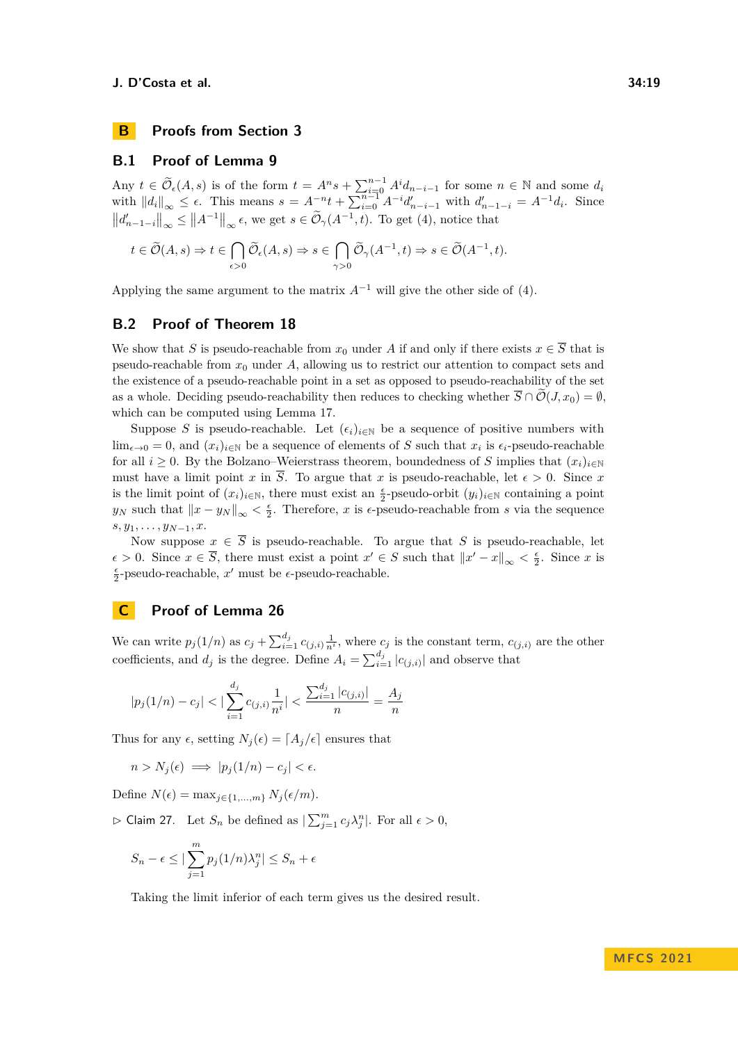## B Proofs from Section 3

### B.1 Proof of Lemma 9

Any $t \in \widetilde{\mathcal{O}}_\epsilon(A, s)$ is of the form $t = A^n s + \sum_{i=0}^{n-1} A^i d_{n-i-1}$ for some $n \in \mathbb{N}$ and some $d_i$ with $\|d_i\|_\infty \le \epsilon$. This means $s = A^{-n}t + \sum_{i=0}^{n-1} A^{-i} d'_{n-i-1}$ with $d'_{n-1-i} = A^{-1}d_i$. Since $\|d'_{n-1-i}\|_\infty \le \|A^{-1}\|_\infty \epsilon$, we get $s \in \widetilde{\mathcal{O}}_\gamma(A^{-1}, t)$. To get (4), notice that

$$t \in \widetilde{\mathcal{O}}(A, s) \Rightarrow t \in \bigcap_{\epsilon > 0} \widetilde{\mathcal{O}}_\epsilon(A, s) \Rightarrow s \in \bigcap_{\gamma > 0} \widetilde{\mathcal{O}}_\gamma(A^{-1}, t) \Rightarrow s \in \widetilde{\mathcal{O}}(A^{-1}, t).$$

Applying the same argument to the matrix $A^{-1}$ will give the other side of (4).

### B.2 Proof of Theorem 18

We show that $S$ is pseudo-reachable from $x_0$ under $A$ if and only if there exists $x \in \overline{S}$ that is pseudo-reachable from $x_0$ under $A$, allowing us to restrict our attention to compact sets and the existence of a pseudo-reachable point in a set as opposed to pseudo-reachability of the set as a whole. Deciding pseudo-reachability then reduces to checking whether $\overline{S} \cap \widetilde{\mathcal{O}}(J, x_0) = \emptyset$, which can be computed using Lemma 17.

Suppose $S$ is pseudo-reachable. Let $(\epsilon_i)_{i\in\mathbb{N}}$ be a sequence of positive numbers with $\lim_{\epsilon \to 0} = 0$, and $(x_i)_{i\in\mathbb{N}}$ be a sequence of elements of $S$ such that $x_i$ is $\epsilon_i$-pseudo-reachable for all $i \ge 0$. By the Bolzano–Weierstrass theorem, boundedness of $S$ implies that $(x_i)_{i\in\mathbb{N}}$ must have a limit point $x$ in $\overline{S}$. To argue that $x$ is pseudo-reachable, let $\epsilon > 0$. Since $x$ is the limit point of $(x_i)_{i\in\mathbb{N}}$, there must exist an $\frac{\epsilon}{2}$-pseudo-orbit $(y_i)_{i\in\mathbb{N}}$ containing a point $y_N$ such that $\|x - y_N\|_\infty < \frac{\epsilon}{2}$. Therefore, $x$ is $\epsilon$-pseudo-reachable from $s$ via the sequence $s, y_1, \ldots, y_{N-1}, x$.

Now suppose $x \in \overline{S}$ is pseudo-reachable. To argue that $S$ is pseudo-reachable, let $\epsilon > 0$. Since $x \in \overline{S}$, there must exist a point $x' \in S$ such that $\|x' - x\|_\infty < \frac{\epsilon}{2}$. Since $x$ is $\frac{\epsilon}{2}$-pseudo-reachable, $x'$ must be $\epsilon$-pseudo-reachable.

## C Proof of Lemma 26

We can write $p_j(1/n)$ as $c_j + \sum_{i=1}^{d_j} c_{(j,i)} \frac{1}{n^i}$, where $c_j$ is the constant term, $c_{(j,i)}$ are the other coefficients, and $d_j$ is the degree. Define $A_i = \sum_{i=1}^{d_j} |c_{(j,i)}|$ and observe that

$$|p_j(1/n) - c_j| < |\sum_{i=1}^{d_j} c_{(j,i)} \frac{1}{n^i}| < \frac{\sum_{i=1}^{d_j} |c_{(j,i)}|}{n} = \frac{A_j}{n}$$

Thus for any $\epsilon$, setting $N_j(\epsilon) = \lceil A_j/\epsilon \rceil$ ensures that

$$n > N_j(\epsilon) \implies |p_j(1/n) - c_j| < \epsilon.$$

Define $N(\epsilon) = \max_{j \in \{1,\ldots,m\}} N_j(\epsilon/m)$.

▷ Claim 27. Let $S_n$ be defined as $|\sum_{j=1}^m c_j \lambda_j^n|$. For all $\epsilon > 0$,

$$S_n - \epsilon \le |\sum_{j=1}^m p_j(1/n)\lambda_j^n| \le S_n + \epsilon$$

Taking the limit inferior of each term gives us the desired result.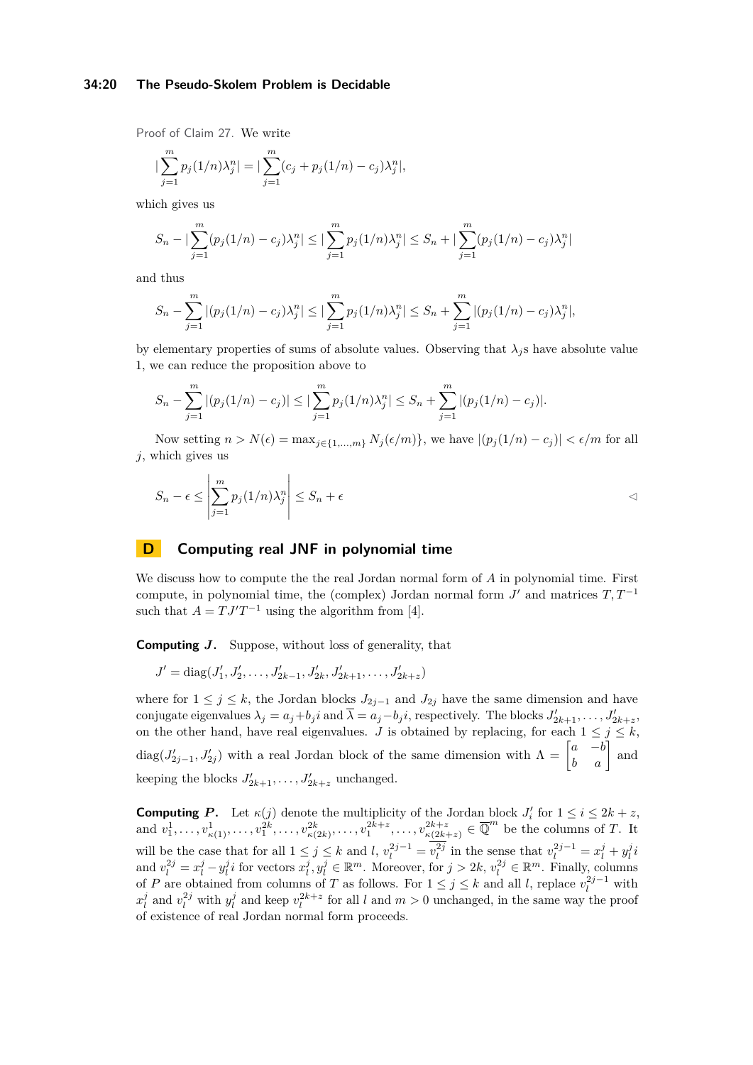Proof of Claim 27. We write

$$|\sum_{j=1}^{m} p_j(1/n)\lambda_j^n| = |\sum_{j=1}^{m}(c_j + p_j(1/n) - c_j)\lambda_j^n|,$$

which gives us

$$S_n - |\sum_{j=1}^{m}(p_j(1/n) - c_j)\lambda_j^n| \leq |\sum_{j=1}^{m} p_j(1/n)\lambda_j^n| \leq S_n + |\sum_{j=1}^{m}(p_j(1/n) - c_j)\lambda_j^n|$$

and thus

$$S_n - \sum_{j=1}^{m} |(p_j(1/n) - c_j)\lambda_j^n| \leq |\sum_{j=1}^{m} p_j(1/n)\lambda_j^n| \leq S_n + \sum_{j=1}^{m} |(p_j(1/n) - c_j)\lambda_j^n|,$$

by elementary properties of sums of absolute values. Observing that $\lambda_j$s have absolute value 1, we can reduce the proposition above to

$$S_n - \sum_{j=1}^{m} |(p_j(1/n) - c_j)| \leq |\sum_{j=1}^{m} p_j(1/n)\lambda_j^n| \leq S_n + \sum_{j=1}^{m} |(p_j(1/n) - c_j)|.$$

Now setting $n > N(\epsilon) = \max_{j\in\{1,\ldots,m\}} N_j(\epsilon/m)\}$, we have $|(p_j(1/n) - c_j)| < \epsilon/m$ for all $j$, which gives us

$$S_n - \epsilon \leq \left|\sum_{j=1}^{m} p_j(1/n)\lambda_j^n\right| \leq S_n + \epsilon$$

◁

## D Computing real JNF in polynomial time

We discuss how to compute the the real Jordan normal form of $A$ in polynomial time. First compute, in polynomial time, the (complex) Jordan normal form $J'$ and matrices $T, T^{-1}$ such that $A = TJ'T^{-1}$ using the algorithm from [4].

**Computing $J$.** Suppose, without loss of generality, that

$$J' = \text{diag}(J_1', J_2', \ldots, J_{2k-1}', J_{2k}', J_{2k+1}', \ldots, J_{2k+z}')$$

where for $1 \leq j \leq k$, the Jordan blocks $J_{2j-1}$ and $J_{2j}$ have the same dimension and have conjugate eigenvalues $\lambda_j = a_j + b_j i$ and $\overline{\lambda} = a_j - b_j i$, respectively. The blocks $J_{2k+1}', \ldots, J_{2k+z}'$, on the other hand, have real eigenvalues. $J$ is obtained by replacing, for each $1 \leq j \leq k$, $\text{diag}(J_{2j-1}', J_{2j}')$ with a real Jordan block of the same dimension with $\Lambda = \begin{bmatrix} a & -b \\ b & a \end{bmatrix}$ and keeping the blocks $J_{2k+1}', \ldots, J_{2k+z}'$ unchanged.

**Computing $P$.** Let $\kappa(j)$ denote the multiplicity of the Jordan block $J_i'$ for $1 \leq i \leq 2k+z$, and $v_1^1, \ldots, v_{\kappa(1)}^1, \ldots, v_1^{2k}, \ldots, v_{\kappa(2k)}^{2k}, \ldots, v_1^{2k+z}, \ldots, v_{\kappa(2k+z)}^{2k+z} \in \overline{\mathbb{Q}}^m$ be the columns of $T$. It will be the case that for all $1 \leq j \leq k$ and $l$, $v_l^{2j-1} = \overline{v_l^{2j}}$ in the sense that $v_l^{2j-1} = x_l^j + y_l^j i$ and $v_l^{2j} = x_l^j - y_l^j i$ for vectors $x_l^j, y_l^j \in \mathbb{R}^m$. Moreover, for $j > 2k$, $v_l^{2j} \in \mathbb{R}^m$. Finally, columns of $P$ are obtained from columns of $T$ as follows. For $1 \leq j \leq k$ and all $l$, replace $v_l^{2j-1}$ with $x_l^j$ and $v_l^{2j}$ with $y_l^j$ and keep $v_l^{2k+z}$ for all $l$ and $m > 0$ unchanged, in the same way the proof of existence of real Jordan normal form proceeds.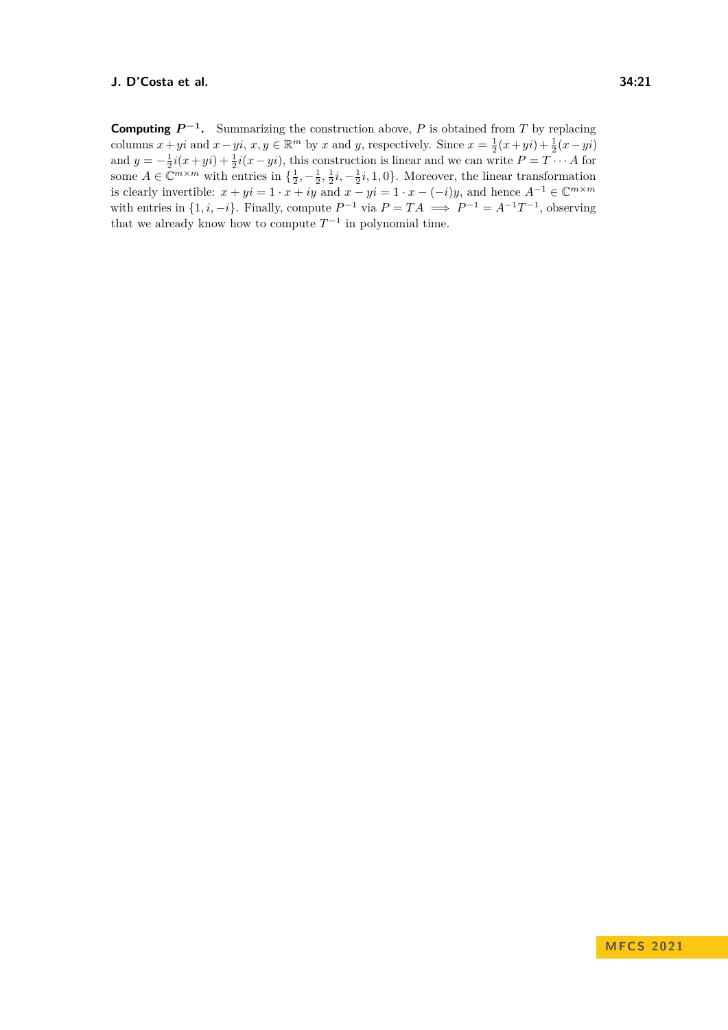**Computing $P^{-1}$.** Summarizing the construction above, $P$ is obtained from $T$ by replacing columns $x+yi$ and $x-yi$, $x, y \in \mathbb{R}^m$ by $x$ and $y$, respectively. Since $x = \frac{1}{2}(x+yi) + \frac{1}{2}(x-yi)$ and $y = -\frac{1}{2}i(x+yi) + \frac{1}{2}i(x-yi)$, this construction is linear and we can write $P = T \cdots A$ for some $A \in \mathbb{C}^{m \times m}$ with entries in $\{\frac{1}{2}, -\frac{1}{2}, \frac{1}{2}i, -\frac{1}{2}i, 1, 0\}$. Moreover, the linear transformation is clearly invertible: $x + yi = 1 \cdot x + iy$ and $x - yi = 1 \cdot x - (-i)y$, and hence $A^{-1} \in \mathbb{C}^{m \times m}$ with entries in $\{1, i, -i\}$. Finally, compute $P^{-1}$ via $P = TA \implies P^{-1} = A^{-1}T^{-1}$, observing that we already know how to compute $T^{-1}$ in polynomial time.